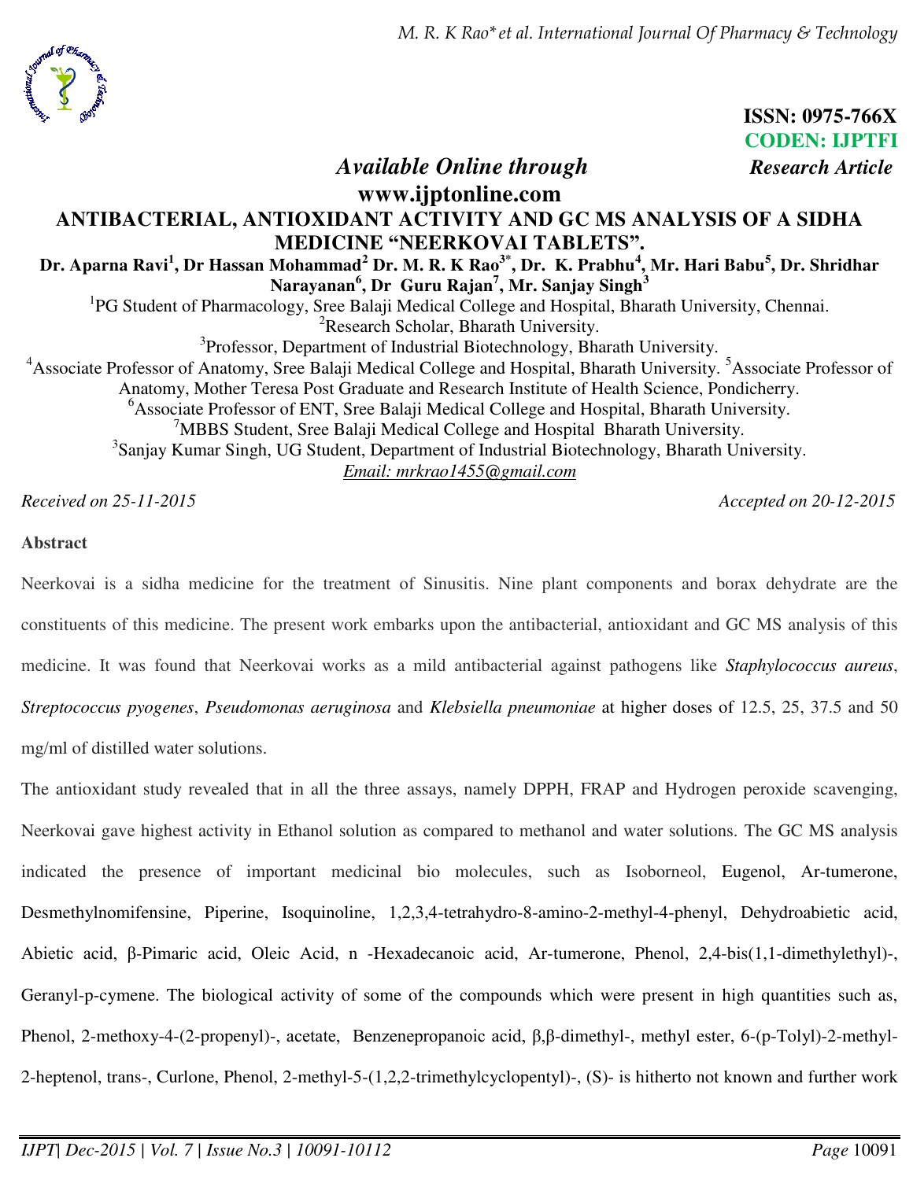ISSN: 0975-766X
CODEN: IJPTFI
*Research Article*

*Available Online through*
**www.ijptonline.com**

# ANTIBACTERIAL, ANTIOXIDANT ACTIVITY AND GC MS ANALYSIS OF A SIDHA MEDICINE "NEERKOVAI TABLETS".

**Dr. Aparna Ravi[1], Dr Hassan Mohammad[2] Dr. M. R. K Rao[3*], Dr. K. Prabhu[4], Mr. Hari Babu[5], Dr. Shridhar Narayanan[6], Dr Guru Rajan[7], Mr. Sanjay Singh[3]**

[1]PG Student of Pharmacology, Sree Balaji Medical College and Hospital, Bharath University, Chennai.
[2]Research Scholar, Bharath University.
[3]Professor, Department of Industrial Biotechnology, Bharath University.
[4]Associate Professor of Anatomy, Sree Balaji Medical College and Hospital, Bharath University. [5]Associate Professor of Anatomy, Mother Teresa Post Graduate and Research Institute of Health Science, Pondicherry.
[6]Associate Professor of ENT, Sree Balaji Medical College and Hospital, Bharath University.
[7]MBBS Student, Sree Balaji Medical College and Hospital Bharath University.
[3]Sanjay Kumar Singh, UG Student, Department of Industrial Biotechnology, Bharath University.
*Email: mrkrao1455@gmail.com*

*Received on 25-11-2015* *Accepted on 20-12-2015*

## Abstract

Neerkovai is a sidha medicine for the treatment of Sinusitis. Nine plant components and borax dehydrate are the constituents of this medicine. The present work embarks upon the antibacterial, antioxidant and GC MS analysis of this medicine. It was found that Neerkovai works as a mild antibacterial against pathogens like *Staphylococcus aureus*, *Streptococcus pyogenes*, *Pseudomonas aeruginosa* and *Klebsiella pneumoniae* at higher doses of 12.5, 25, 37.5 and 50 mg/ml of distilled water solutions.

The antioxidant study revealed that in all the three assays, namely DPPH, FRAP and Hydrogen peroxide scavenging, Neerkovai gave highest activity in Ethanol solution as compared to methanol and water solutions. The GC MS analysis indicated the presence of important medicinal bio molecules, such as Isoborneol, Eugenol, Ar-tumerone, Desmethylnomifensine, Piperine, Isoquinoline, 1,2,3,4-tetrahydro-8-amino-2-methyl-4-phenyl, Dehydroabietic acid, Abietic acid, β-Pimaric acid, Oleic Acid, n -Hexadecanoic acid, Ar-tumerone, Phenol, 2,4-bis(1,1-dimethylethyl)-, Geranyl-p-cymene. The biological activity of some of the compounds which were present in high quantities such as, Phenol, 2-methoxy-4-(2-propenyl)-, acetate, Benzenepropanoic acid, β,β-dimethyl-, methyl ester, 6-(p-Tolyl)-2-methyl-2-heptenol, trans-, Curlone, Phenol, 2-methyl-5-(1,2,2-trimethylcyclopentyl)-, (S)- is hitherto not known and further work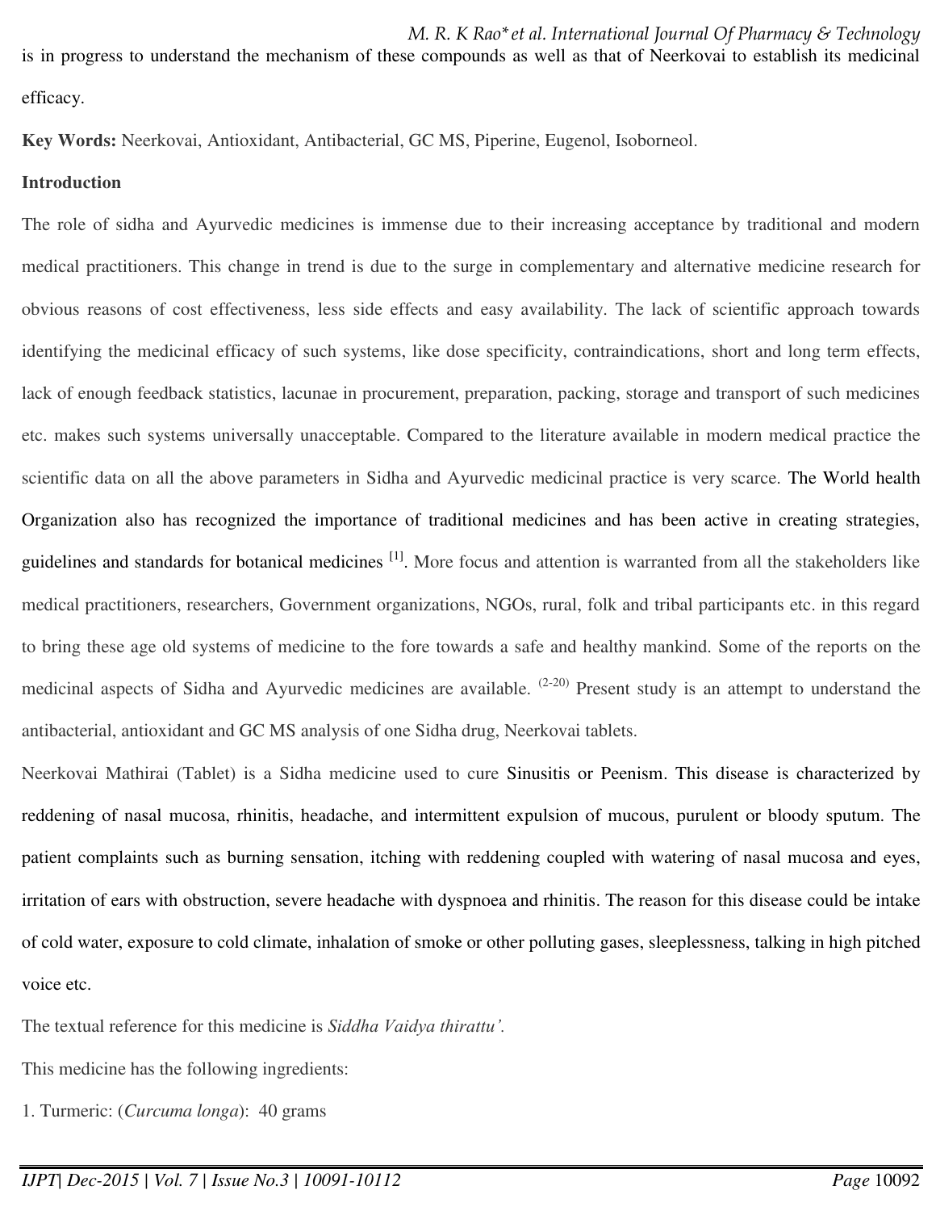is in progress to understand the mechanism of these compounds as well as that of Neerkovai to establish its medicinal efficacy.

**Key Words:** Neerkovai, Antioxidant, Antibacterial, GC MS, Piperine, Eugenol, Isoborneol.

**Introduction**

The role of sidha and Ayurvedic medicines is immense due to their increasing acceptance by traditional and modern medical practitioners. This change in trend is due to the surge in complementary and alternative medicine research for obvious reasons of cost effectiveness, less side effects and easy availability. The lack of scientific approach towards identifying the medicinal efficacy of such systems, like dose specificity, contraindications, short and long term effects, lack of enough feedback statistics, lacunae in procurement, preparation, packing, storage and transport of such medicines etc. makes such systems universally unacceptable. Compared to the literature available in modern medical practice the scientific data on all the above parameters in Sidha and Ayurvedic medicinal practice is very scarce. The World health Organization also has recognized the importance of traditional medicines and has been active in creating strategies, guidelines and standards for botanical medicines [1]. More focus and attention is warranted from all the stakeholders like medical practitioners, researchers, Government organizations, NGOs, rural, folk and tribal participants etc. in this regard to bring these age old systems of medicine to the fore towards a safe and healthy mankind. Some of the reports on the medicinal aspects of Sidha and Ayurvedic medicines are available. [2-20] Present study is an attempt to understand the antibacterial, antioxidant and GC MS analysis of one Sidha drug, Neerkovai tablets.

Neerkovai Mathirai (Tablet) is a Sidha medicine used to cure Sinusitis or Peenism. This disease is characterized by reddening of nasal mucosa, rhinitis, headache, and intermittent expulsion of mucous, purulent or bloody sputum. The patient complaints such as burning sensation, itching with reddening coupled with watering of nasal mucosa and eyes, irritation of ears with obstruction, severe headache with dyspnoea and rhinitis. The reason for this disease could be intake of cold water, exposure to cold climate, inhalation of smoke or other polluting gases, sleeplessness, talking in high pitched voice etc.

The textual reference for this medicine is *Siddha Vaidya thirattu'.*

This medicine has the following ingredients:

1. Turmeric: (*Curcuma longa*): 40 grams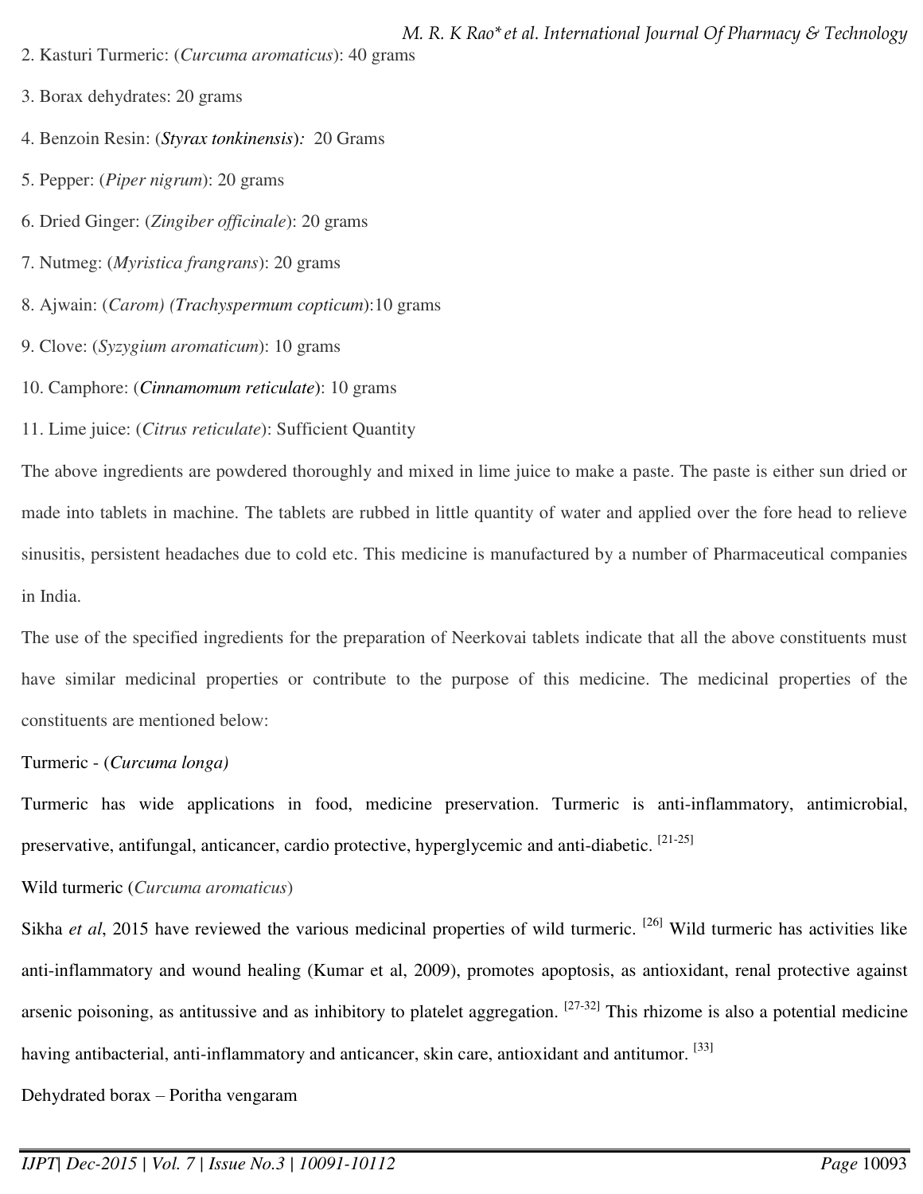2. Kasturi Turmeric: (*Curcuma aromaticus*): 40 grams

3. Borax dehydrates: 20 grams

4. Benzoin Resin: (***Styrax tonkinensis***)*:* 20 Grams

5. Pepper: (*Piper nigrum*): 20 grams

6. Dried Ginger: (*Zingiber officinale*): 20 grams

7. Nutmeg: (*Myristica frangrans*): 20 grams

8. Ajwain: (*Carom) (Trachyspermum copticum*):10 grams

9. Clove: (*Syzygium aromaticum*): 10 grams

10. Camphore: (***Cinnamomum reticulate***): 10 grams

11. Lime juice: (*Citrus reticulate*): Sufficient Quantity

The above ingredients are powdered thoroughly and mixed in lime juice to make a paste. The paste is either sun dried or made into tablets in machine. The tablets are rubbed in little quantity of water and applied over the fore head to relieve sinusitis, persistent headaches due to cold etc. This medicine is manufactured by a number of Pharmaceutical companies in India.

The use of the specified ingredients for the preparation of Neerkovai tablets indicate that all the above constituents must have similar medicinal properties or contribute to the purpose of this medicine. The medicinal properties of the constituents are mentioned below:

Turmeric - (*Curcuma longa)*

Turmeric has wide applications in food, medicine preservation. Turmeric is anti-inflammatory, antimicrobial, preservative, antifungal, anticancer, cardio protective, hyperglycemic and anti-diabetic. [21-25]

Wild turmeric (*Curcuma aromaticus*)

Sikha *et al*, 2015 have reviewed the various medicinal properties of wild turmeric. [26] Wild turmeric has activities like anti-inflammatory and wound healing (Kumar et al, 2009), promotes apoptosis, as antioxidant, renal protective against arsenic poisoning, as antitussive and as inhibitory to platelet aggregation. [27-32] This rhizome is also a potential medicine having antibacterial, anti-inflammatory and anticancer, skin care, antioxidant and antitumor. [33]

Dehydrated borax – Poritha vengaram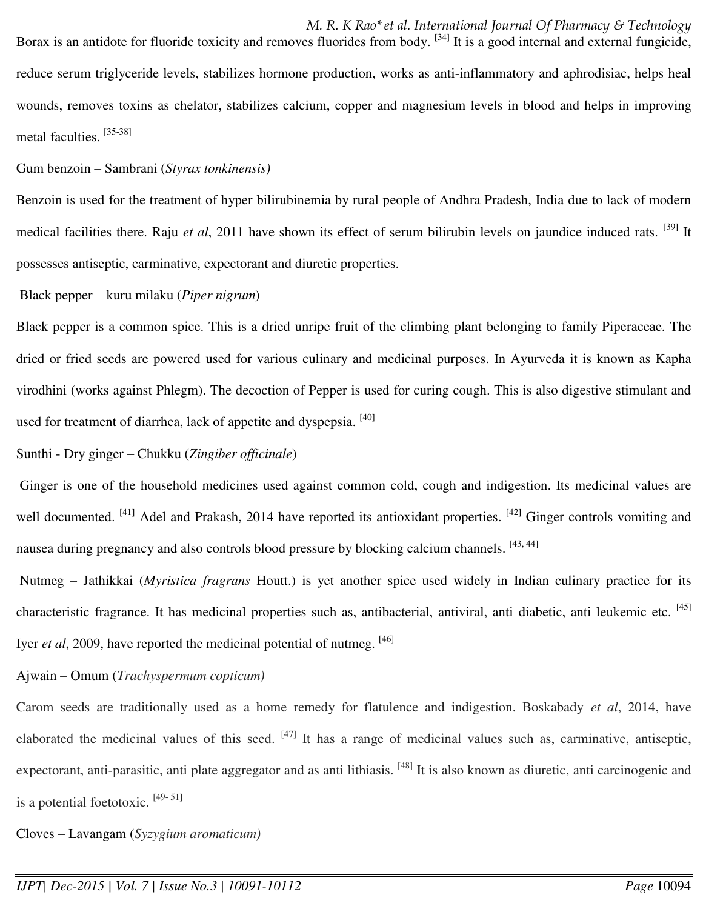Borax is an antidote for fluoride toxicity and removes fluorides from body. [34] It is a good internal and external fungicide, reduce serum triglyceride levels, stabilizes hormone production, works as anti-inflammatory and aphrodisiac, helps heal wounds, removes toxins as chelator, stabilizes calcium, copper and magnesium levels in blood and helps in improving metal faculties. [35-38]

Gum benzoin – Sambrani (*Styrax tonkinensis)*

Benzoin is used for the treatment of hyper bilirubinemia by rural people of Andhra Pradesh, India due to lack of modern medical facilities there. Raju *et al*, 2011 have shown its effect of serum bilirubin levels on jaundice induced rats. [39] It possesses antiseptic, carminative, expectorant and diuretic properties.

Black pepper – kuru milaku (*Piper nigrum*)

Black pepper is a common spice. This is a dried unripe fruit of the climbing plant belonging to family Piperaceae. The dried or fried seeds are powered used for various culinary and medicinal purposes. In Ayurveda it is known as Kapha virodhini (works against Phlegm). The decoction of Pepper is used for curing cough. This is also digestive stimulant and used for treatment of diarrhea, lack of appetite and dyspepsia. [40]

Sunthi - Dry ginger – Chukku (*Zingiber officinale*)

Ginger is one of the household medicines used against common cold, cough and indigestion. Its medicinal values are well documented. [41] Adel and Prakash, 2014 have reported its antioxidant properties. [42] Ginger controls vomiting and nausea during pregnancy and also controls blood pressure by blocking calcium channels. [43, 44]

Nutmeg – Jathikkai (*Myristica fragrans* Houtt.) is yet another spice used widely in Indian culinary practice for its characteristic fragrance. It has medicinal properties such as, antibacterial, antiviral, anti diabetic, anti leukemic etc. [45] Iyer *et al*, 2009, have reported the medicinal potential of nutmeg. [46]

Ajwain – Omum (*Trachyspermum copticum)*

Carom seeds are traditionally used as a home remedy for flatulence and indigestion. Boskabady *et al*, 2014, have elaborated the medicinal values of this seed. [47] It has a range of medicinal values such as, carminative, antiseptic, expectorant, anti-parasitic, anti plate aggregator and as anti lithiasis. [48] It is also known as diuretic, anti carcinogenic and is a potential foetotoxic. [49- 51]

Cloves – Lavangam (*Syzygium aromaticum)*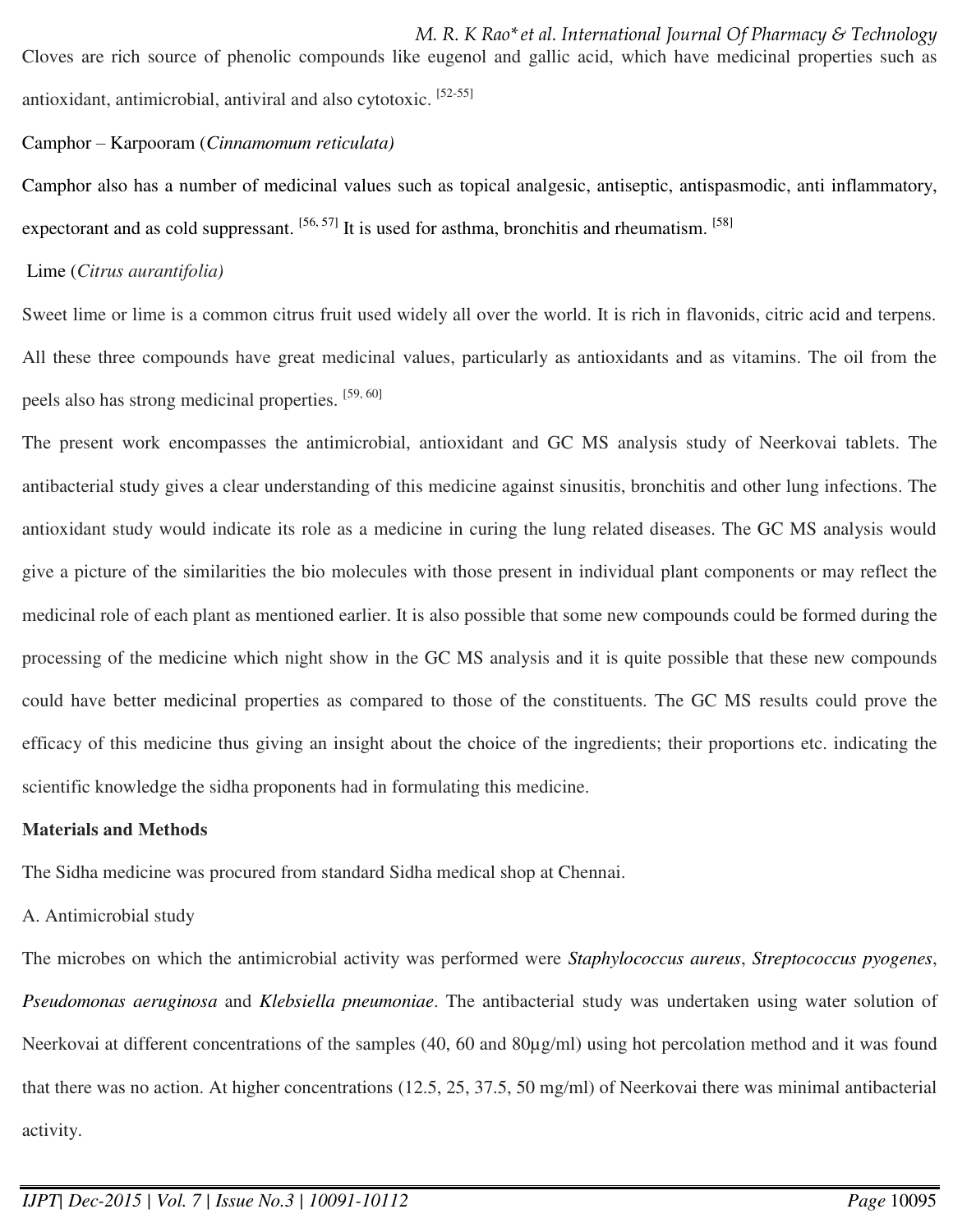Cloves are rich source of phenolic compounds like eugenol and gallic acid, which have medicinal properties such as antioxidant, antimicrobial, antiviral and also cytotoxic. [52-55]

Camphor – Karpooram (*Cinnamomum reticulata)*

Camphor also has a number of medicinal values such as topical analgesic, antiseptic, antispasmodic, anti inflammatory, expectorant and as cold suppressant. [56, 57] It is used for asthma, bronchitis and rheumatism. [58]

Lime (*Citrus aurantifolia)*

Sweet lime or lime is a common citrus fruit used widely all over the world. It is rich in flavonids, citric acid and terpens. All these three compounds have great medicinal values, particularly as antioxidants and as vitamins. The oil from the peels also has strong medicinal properties. [59, 60]

The present work encompasses the antimicrobial, antioxidant and GC MS analysis study of Neerkovai tablets. The antibacterial study gives a clear understanding of this medicine against sinusitis, bronchitis and other lung infections. The antioxidant study would indicate its role as a medicine in curing the lung related diseases. The GC MS analysis would give a picture of the similarities the bio molecules with those present in individual plant components or may reflect the medicinal role of each plant as mentioned earlier. It is also possible that some new compounds could be formed during the processing of the medicine which night show in the GC MS analysis and it is quite possible that these new compounds could have better medicinal properties as compared to those of the constituents. The GC MS results could prove the efficacy of this medicine thus giving an insight about the choice of the ingredients; their proportions etc. indicating the scientific knowledge the sidha proponents had in formulating this medicine.

**Materials and Methods**

The Sidha medicine was procured from standard Sidha medical shop at Chennai.

A. Antimicrobial study

The microbes on which the antimicrobial activity was performed were *Staphylococcus aureus*, *Streptococcus pyogenes*, *Pseudomonas aeruginosa* and *Klebsiella pneumoniae*. The antibacterial study was undertaken using water solution of Neerkovai at different concentrations of the samples (40, 60 and 80μg/ml) using hot percolation method and it was found that there was no action. At higher concentrations (12.5, 25, 37.5, 50 mg/ml) of Neerkovai there was minimal antibacterial activity.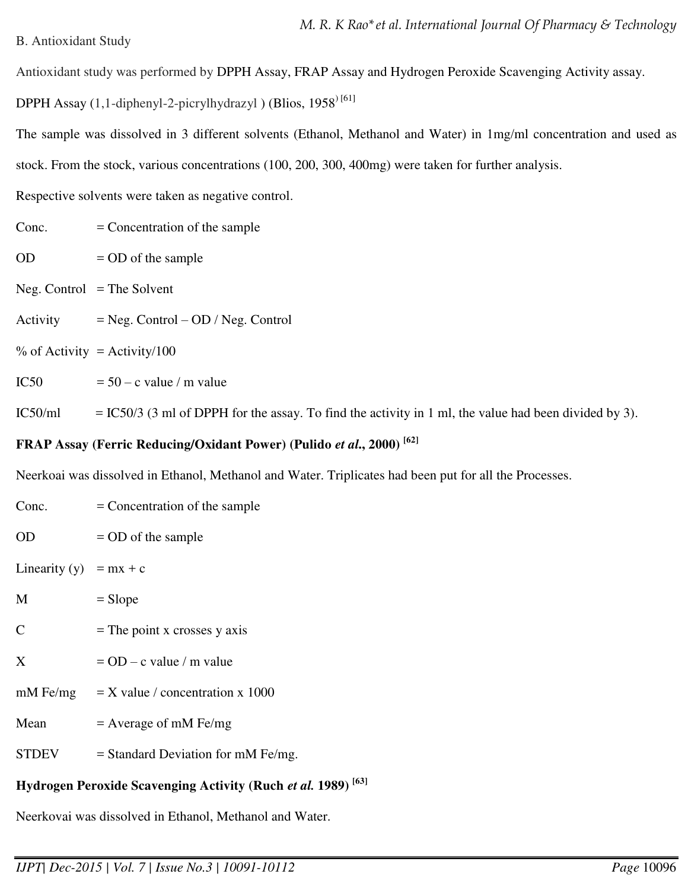B. Antioxidant Study

Antioxidant study was performed by DPPH Assay, FRAP Assay and Hydrogen Peroxide Scavenging Activity assay.

DPPH Assay (1,1-diphenyl-2-picrylhydrazyl ) (Blios, 1958) [61]

The sample was dissolved in 3 different solvents (Ethanol, Methanol and Water) in 1mg/ml concentration and used as stock. From the stock, various concentrations (100, 200, 300, 400mg) were taken for further analysis.

Respective solvents were taken as negative control.

Conc. = Concentration of the sample

OD = OD of the sample

Neg. Control = The Solvent

Activity = Neg. Control – OD / Neg. Control

% of Activity = Activity/100

IC50 = 50 – c value / m value

IC50/ml = IC50/3 (3 ml of DPPH for the assay. To find the activity in 1 ml, the value had been divided by 3).

**FRAP Assay (Ferric Reducing/Oxidant Power) (Pulido *et al.*, 2000) [62]**

Neerkoai was dissolved in Ethanol, Methanol and Water. Triplicates had been put for all the Processes.

Conc. = Concentration of the sample

OD = OD of the sample

Linearity (y) = mx + c

M = Slope

C = The point x crosses y axis

X = OD – c value / m value

mM Fe/mg = X value / concentration x 1000

Mean = Average of mM Fe/mg

STDEV = Standard Deviation for mM Fe/mg.

**Hydrogen Peroxide Scavenging Activity (Ruch *et al.* 1989) [63]**

Neerkovai was dissolved in Ethanol, Methanol and Water.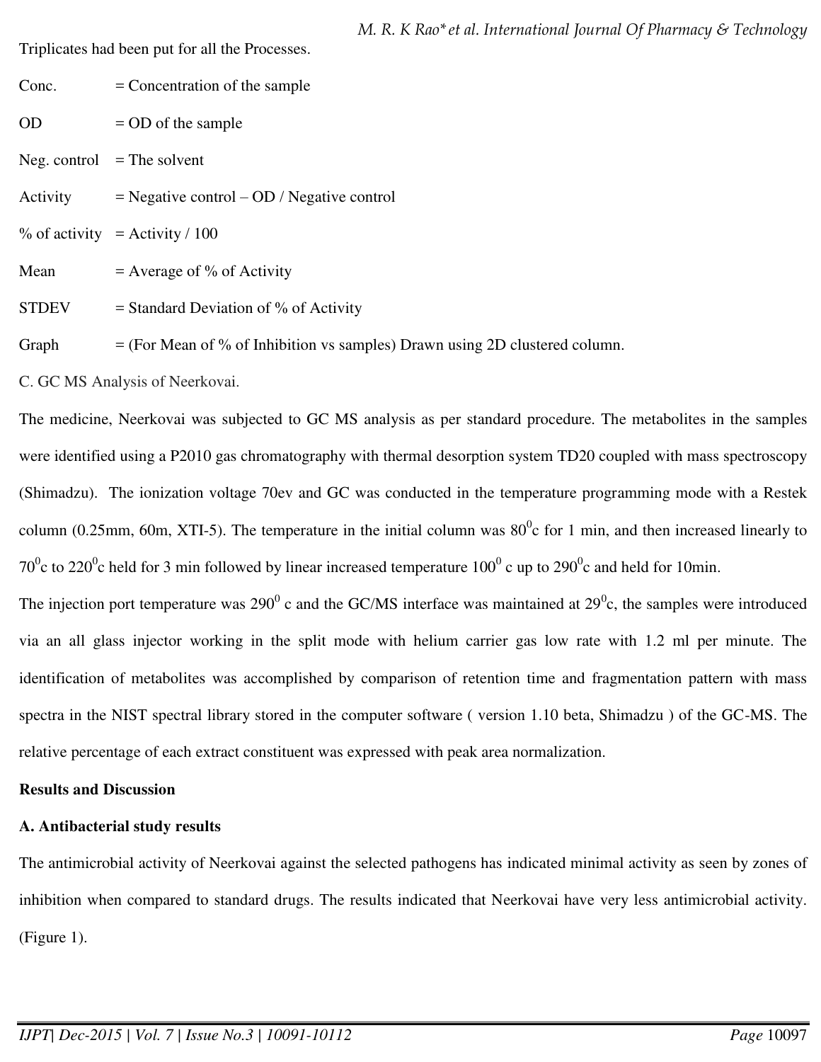Triplicates had been put for all the Processes.

Conc. = Concentration of the sample

OD = OD of the sample

Neg. control = The solvent

Activity = Negative control – OD / Negative control

% of activity = Activity / 100

Mean = Average of % of Activity

STDEV = Standard Deviation of % of Activity

Graph = (For Mean of % of Inhibition vs samples) Drawn using 2D clustered column.

C. GC MS Analysis of Neerkovai.

The medicine, Neerkovai was subjected to GC MS analysis as per standard procedure. The metabolites in the samples were identified using a P2010 gas chromatography with thermal desorption system TD20 coupled with mass spectroscopy (Shimadzu). The ionization voltage 70ev and GC was conducted in the temperature programming mode with a Restek column (0.25mm, 60m, XTI-5). The temperature in the initial column was $80^0$c for 1 min, and then increased linearly to $70^0$c to $220^0$c held for 3 min followed by linear increased temperature $100^0$ c up to $290^0$c and held for 10min.

The injection port temperature was $290^0$ c and the GC/MS interface was maintained at $29^0$c, the samples were introduced via an all glass injector working in the split mode with helium carrier gas low rate with 1.2 ml per minute. The identification of metabolites was accomplished by comparison of retention time and fragmentation pattern with mass spectra in the NIST spectral library stored in the computer software ( version 1.10 beta, Shimadzu ) of the GC-MS. The relative percentage of each extract constituent was expressed with peak area normalization.

**Results and Discussion**

**A. Antibacterial study results**

The antimicrobial activity of Neerkovai against the selected pathogens has indicated minimal activity as seen by zones of inhibition when compared to standard drugs. The results indicated that Neerkovai have very less antimicrobial activity. (Figure 1).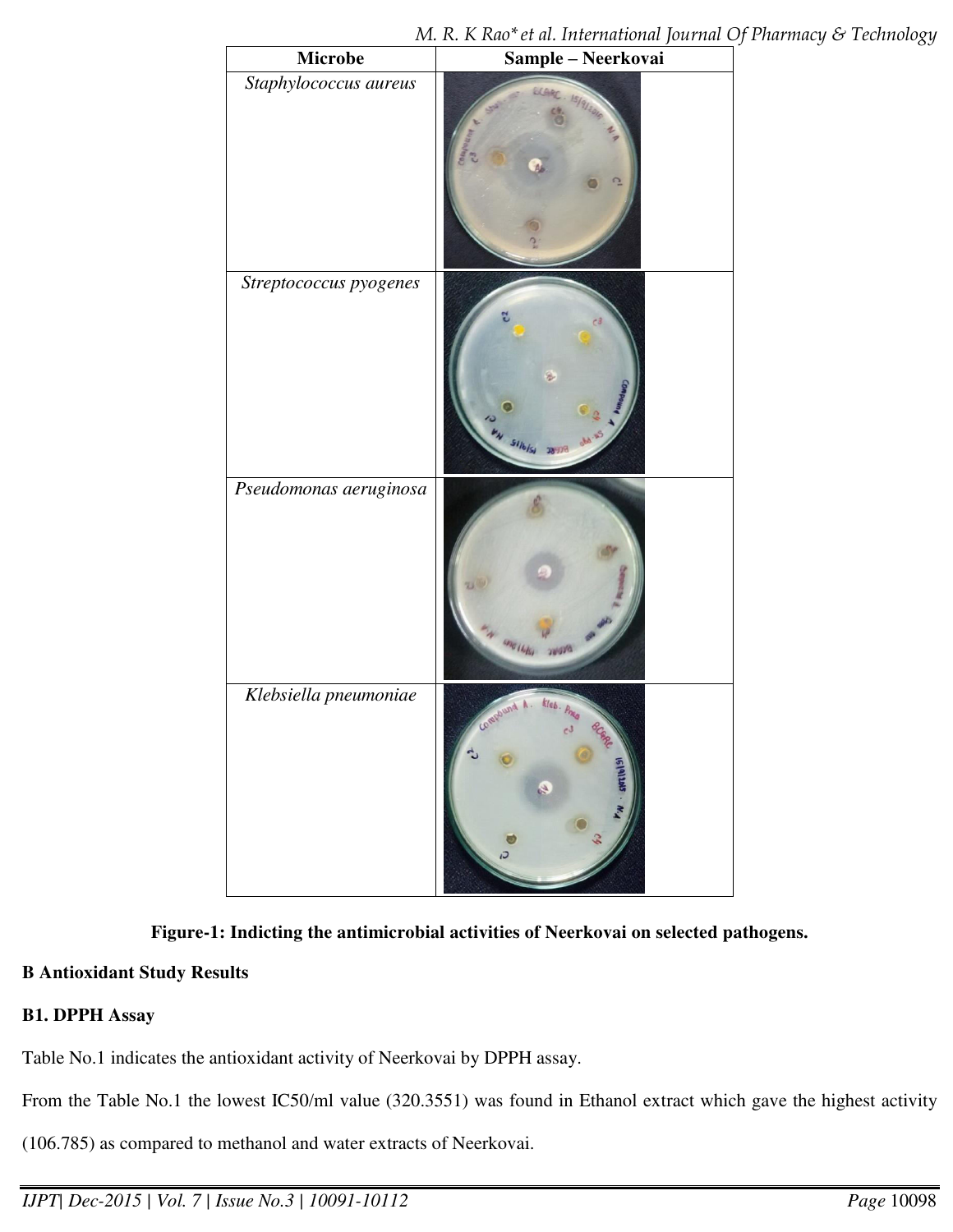| Microbe | Sample – Neerkovai |
|---|---|
| *Staphylococcus aureus* | |
| *Streptococcus pyogenes* | |
| *Pseudomonas aeruginosa* | |
| *Klebsiella pneumoniae* | |

**Figure-1: Indicting the antimicrobial activities of Neerkovai on selected pathogens.**

**B Antioxidant Study Results**

**B1. DPPH Assay**

Table No.1 indicates the antioxidant activity of Neerkovai by DPPH assay.

From the Table No.1 the lowest IC50/ml value (320.3551) was found in Ethanol extract which gave the highest activity (106.785) as compared to methanol and water extracts of Neerkovai.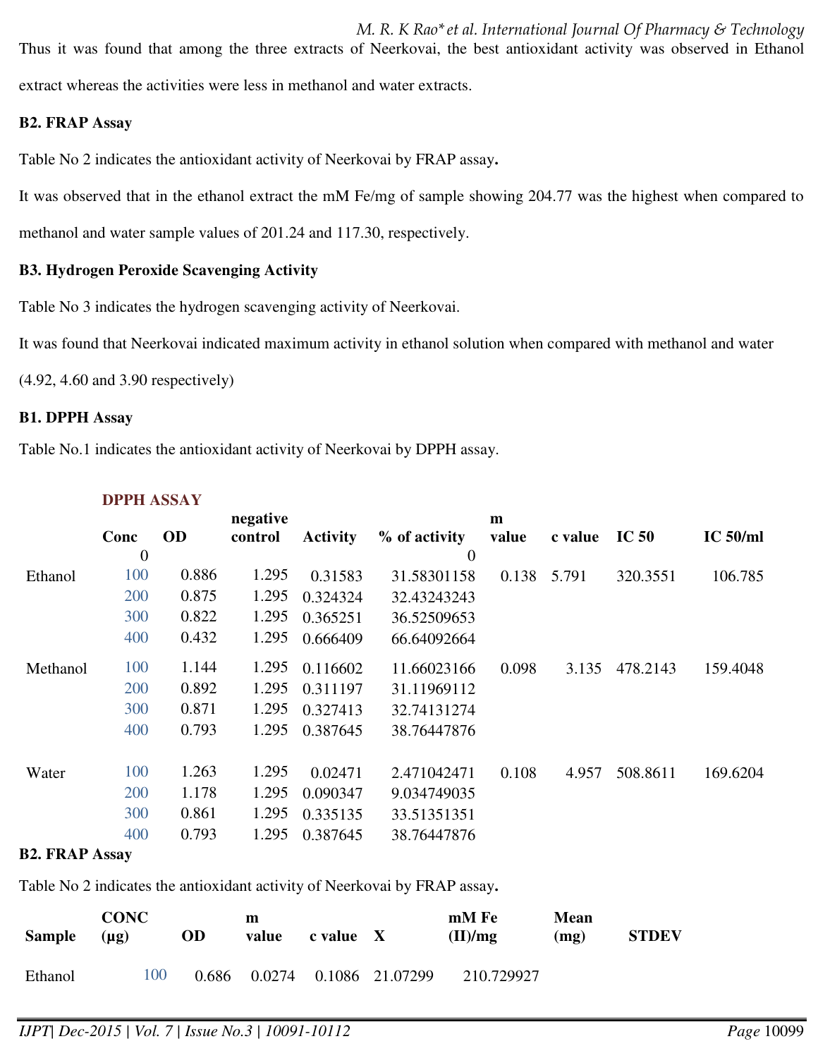Thus it was found that among the three extracts of Neerkovai, the best antioxidant activity was observed in Ethanol extract whereas the activities were less in methanol and water extracts.

**B2. FRAP Assay**

Table No 2 indicates the antioxidant activity of Neerkovai by FRAP assay**.**

It was observed that in the ethanol extract the mM Fe/mg of sample showing 204.77 was the highest when compared to methanol and water sample values of 201.24 and 117.30, respectively.

**B3. Hydrogen Peroxide Scavenging Activity**

Table No 3 indicates the hydrogen scavenging activity of Neerkovai.

It was found that Neerkovai indicated maximum activity in ethanol solution when compared with methanol and water (4.92, 4.60 and 3.90 respectively)

**B1. DPPH Assay**

Table No.1 indicates the antioxidant activity of Neerkovai by DPPH assay.

**DPPH ASSAY**

| | Conc | OD | negative control | Activity | % of activity | m value | c value | IC 50 | IC 50/ml |
|---|---|---|---|---|---|---|---|---|---|
| | 0 | | | | 0 | | | | |
| Ethanol | 100 | 0.886 | 1.295 | 0.31583 | 31.58301158 | 0.138 | 5.791 | 320.3551 | 106.785 |
| | 200 | 0.875 | 1.295 | 0.324324 | 32.43243243 | | | | |
| | 300 | 0.822 | 1.295 | 0.365251 | 36.52509653 | | | | |
| | 400 | 0.432 | 1.295 | 0.666409 | 66.64092664 | | | | |
| Methanol | 100 | 1.144 | 1.295 | 0.116602 | 11.66023166 | 0.098 | 3.135 | 478.2143 | 159.4048 |
| | 200 | 0.892 | 1.295 | 0.311197 | 31.11969112 | | | | |
| | 300 | 0.871 | 1.295 | 0.327413 | 32.74131274 | | | | |
| | 400 | 0.793 | 1.295 | 0.387645 | 38.76447876 | | | | |
| Water | 100 | 1.263 | 1.295 | 0.02471 | 2.471042471 | 0.108 | 4.957 | 508.8611 | 169.6204 |
| | 200 | 1.178 | 1.295 | 0.090347 | 9.034749035 | | | | |
| | 300 | 0.861 | 1.295 | 0.335135 | 33.51351351 | | | | |
| | 400 | 0.793 | 1.295 | 0.387645 | 38.76447876 | | | | |

**B2. FRAP Assay**

Table No 2 indicates the antioxidant activity of Neerkovai by FRAP assay**.**

| Sample | CONC (µg) | OD | m value | c value | X | mM Fe (II)/mg | Mean (mg) | STDEV |
|---|---|---|---|---|---|---|---|---|
| Ethanol | 100 | 0.686 | 0.0274 | 0.1086 | 21.07299 | 210.729927 | | |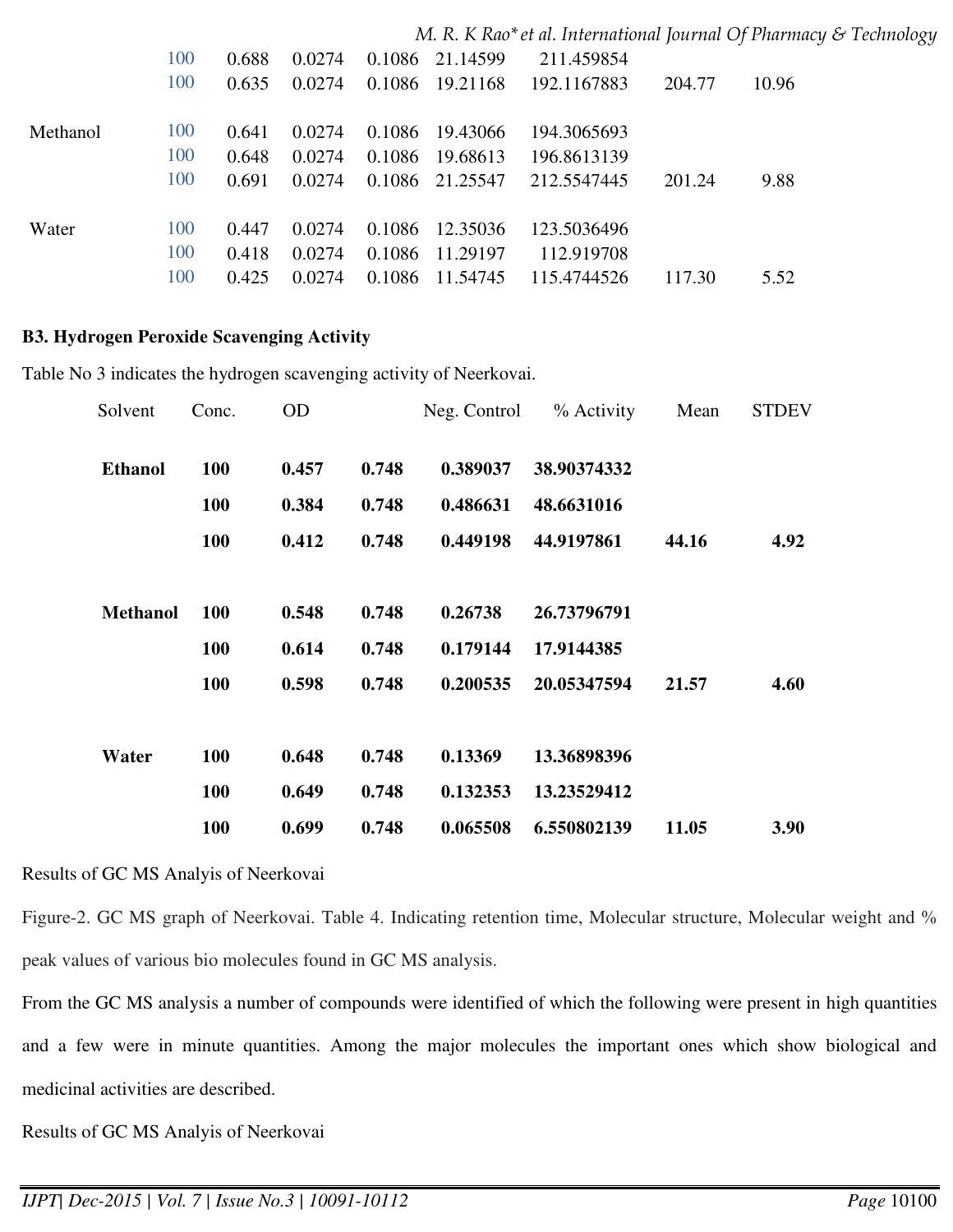| | | | | | | | | |
|---|---|---|---|---|---|---|---|---|
| | 100 | 0.688 | 0.0274 | 0.1086 | 21.14599 | 211.459854 | | |
| | 100 | 0.635 | 0.0274 | 0.1086 | 19.21168 | 192.1167883 | 204.77 | 10.96 |
| Methanol | 100 | 0.641 | 0.0274 | 0.1086 | 19.43066 | 194.3065693 | | |
| | 100 | 0.648 | 0.0274 | 0.1086 | 19.68613 | 196.8613139 | | |
| | 100 | 0.691 | 0.0274 | 0.1086 | 21.25547 | 212.5547445 | 201.24 | 9.88 |
| Water | 100 | 0.447 | 0.0274 | 0.1086 | 12.35036 | 123.5036496 | | |
| | 100 | 0.418 | 0.0274 | 0.1086 | 11.29197 | 112.919708 | | |
| | 100 | 0.425 | 0.0274 | 0.1086 | 11.54745 | 115.4744526 | 117.30 | 5.52 |

**B3. Hydrogen Peroxide Scavenging Activity**

Table No 3 indicates the hydrogen scavenging activity of Neerkovai.

| Solvent | Conc. | OD | | Neg. Control | % Activity | Mean | STDEV |
|---|---|---|---|---|---|---|---|
| **Ethanol** | **100** | **0.457** | **0.748** | **0.389037** | **38.90374332** | | |
| | **100** | **0.384** | **0.748** | **0.486631** | **48.6631016** | | |
| | **100** | **0.412** | **0.748** | **0.449198** | **44.9197861** | **44.16** | **4.92** |
| **Methanol** | **100** | **0.548** | **0.748** | **0.26738** | **26.73796791** | | |
| | **100** | **0.614** | **0.748** | **0.179144** | **17.9144385** | | |
| | **100** | **0.598** | **0.748** | **0.200535** | **20.05347594** | **21.57** | **4.60** |
| **Water** | **100** | **0.648** | **0.748** | **0.13369** | **13.36898396** | | |
| | **100** | **0.649** | **0.748** | **0.132353** | **13.23529412** | | |
| | **100** | **0.699** | **0.748** | **0.065508** | **6.550802139** | **11.05** | **3.90** |

Results of GC MS Analyis of Neerkovai

Figure-2. GC MS graph of Neerkovai. Table 4. Indicating retention time, Molecular structure, Molecular weight and % peak values of various bio molecules found in GC MS analysis.

From the GC MS analysis a number of compounds were identified of which the following were present in high quantities and a few were in minute quantities. Among the major molecules the important ones which show biological and medicinal activities are described.

Results of GC MS Analyis of Neerkovai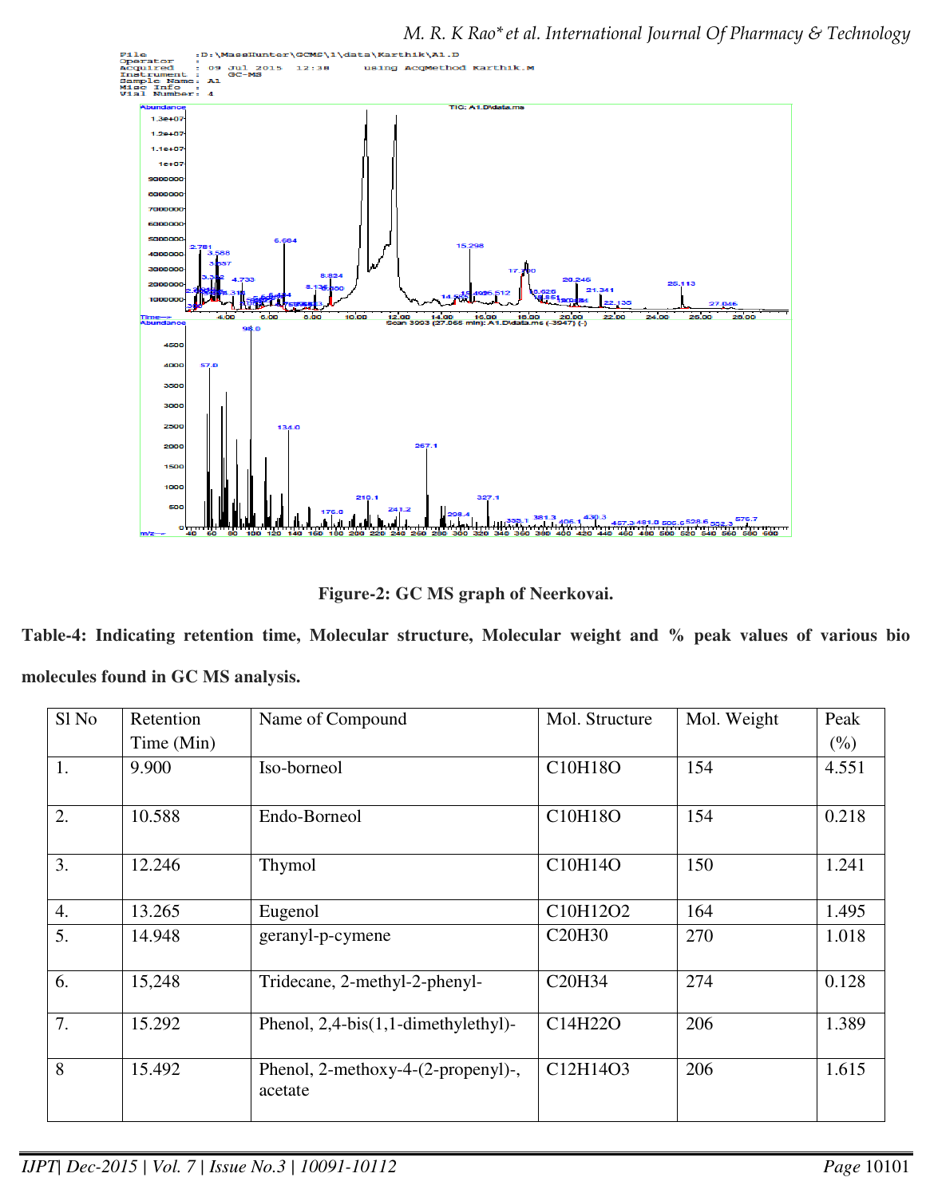**Figure-2: GC MS graph of Neerkovai.**

**Table-4: Indicating retention time, Molecular structure, Molecular weight and % peak values of various bio molecules found in GC MS analysis.**

| Sl No | Retention Time (Min) | Name of Compound | Mol. Structure | Mol. Weight | Peak (%) |
|---|---|---|---|---|---|
| 1. | 9.900 | Iso-borneol | $C_{10}H_{18}O$ | 154 | 4.551 |
| 2. | 10.588 | Endo-Borneol | $C_{10}H_{18}O$ | 154 | 0.218 |
| 3. | 12.246 | Thymol | $C_{10}H_{14}O$ | 150 | 1.241 |
| 4. | 13.265 | Eugenol | $C_{10}H_{12}O_2$ | 164 | 1.495 |
| 5. | 14.948 | geranyl-p-cymene | $C_{20}H_{30}$ | 270 | 1.018 |
| 6. | 15,248 | Tridecane, 2-methyl-2-phenyl- | $C_{20}H_{34}$ | 274 | 0.128 |
| 7. | 15.292 | Phenol, 2,4-bis(1,1-dimethylethyl)- | $C_{14}H_{22}O$ | 206 | 1.389 |
| 8 | 15.492 | Phenol, 2-methoxy-4-(2-propenyl)-, acetate | $C_{12}H_{14}O_3$ | 206 | 1.615 |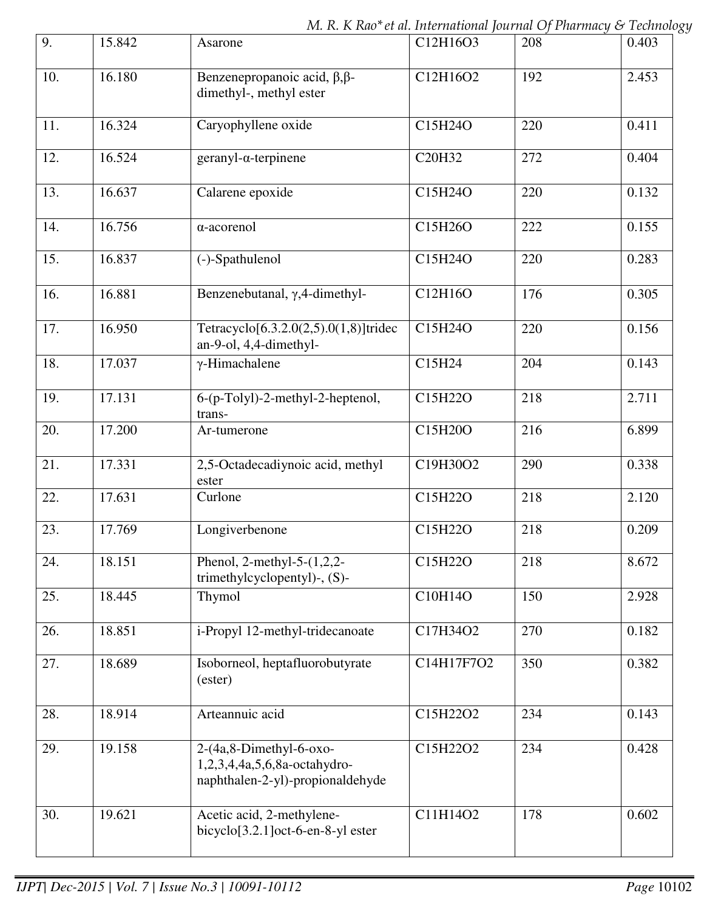| 9. | 15.842 | Asarone | $C_{12}H_{16}O_3$ | 208 | 0.403 |
|---|---|---|---|---|---|
| 10. | 16.180 | Benzenepropanoic acid, β,β-dimethyl-, methyl ester | $C_{12}H_{16}O_2$ | 192 | 2.453 |
| 11. | 16.324 | Caryophyllene oxide | $C_{15}H_{24}O$ | 220 | 0.411 |
| 12. | 16.524 | geranyl-α-terpinene | $C_{20}H_{32}$ | 272 | 0.404 |
| 13. | 16.637 | Calarene epoxide | $C_{15}H_{24}O$ | 220 | 0.132 |
| 14. | 16.756 | α-acorenol | $C_{15}H_{26}O$ | 222 | 0.155 |
| 15. | 16.837 | (-)-Spathulenol | $C_{15}H_{24}O$ | 220 | 0.283 |
| 16. | 16.881 | Benzenebutanal, γ,4-dimethyl- | $C_{12}H_{16}O$ | 176 | 0.305 |
| 17. | 16.950 | Tetracyclo[6.3.2.0(2,5).0(1,8)]tridecan-9-ol, 4,4-dimethyl- | $C_{15}H_{24}O$ | 220 | 0.156 |
| 18. | 17.037 | γ-Himachalene | $C_{15}H_{24}$ | 204 | 0.143 |
| 19. | 17.131 | 6-(p-Tolyl)-2-methyl-2-heptenol, trans- | $C_{15}H_{22}O$ | 218 | 2.711 |
| 20. | 17.200 | Ar-tumerone | $C_{15}H_{20}O$ | 216 | 6.899 |
| 21. | 17.331 | 2,5-Octadecadiynoic acid, methyl ester | $C_{19}H_{30}O_2$ | 290 | 0.338 |
| 22. | 17.631 | Curlone | $C_{15}H_{22}O$ | 218 | 2.120 |
| 23. | 17.769 | Longiverbenone | $C_{15}H_{22}O$ | 218 | 0.209 |
| 24. | 18.151 | Phenol, 2-methyl-5-(1,2,2-trimethylcyclopentyl)-, (S)- | $C_{15}H_{22}O$ | 218 | 8.672 |
| 25. | 18.445 | Thymol | $C_{10}H_{14}O$ | 150 | 2.928 |
| 26. | 18.851 | i-Propyl 12-methyl-tridecanoate | $C_{17}H_{34}O_2$ | 270 | 0.182 |
| 27. | 18.689 | Isoborneol, heptafluorobutyrate (ester) | $C_{14}H_{17}F_7O_2$ | 350 | 0.382 |
| 28. | 18.914 | Arteannuic acid | $C_{15}H_{22}O_2$ | 234 | 0.143 |
| 29. | 19.158 | 2-(4a,8-Dimethyl-6-oxo-1,2,3,4,4a,5,6,8a-octahydro-naphthalen-2-yl)-propionaldehyde | $C_{15}H_{22}O_2$ | 234 | 0.428 |
| 30. | 19.621 | Acetic acid, 2-methylene-bicyclo[3.2.1]oct-6-en-8-yl ester | $C_{11}H_{14}O_2$ | 178 | 0.602 |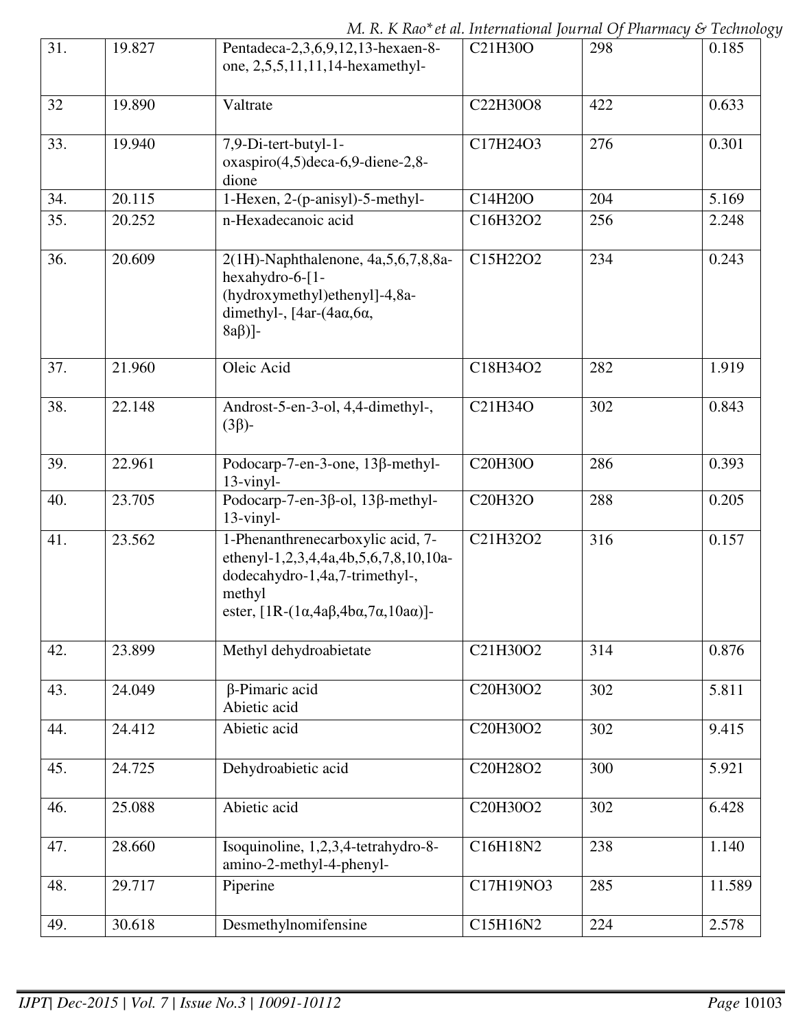| 31. | 19.827 | Pentadeca-2,3,6,9,12,13-hexaen-8-one, 2,5,5,11,11,14-hexamethyl- | $C_{21}H_{30}O$ | 298 | 0.185 |
|---|---|---|---|---|---|
| 32 | 19.890 | Valtrate | $C_{22}H_{30}O_8$ | 422 | 0.633 |
| 33. | 19.940 | 7,9-Di-tert-butyl-1-oxaspiro(4,5)deca-6,9-diene-2,8-dione | $C_{17}H_{24}O_3$ | 276 | 0.301 |
| 34. | 20.115 | 1-Hexen, 2-(p-anisyl)-5-methyl- | $C_{14}H_{20}O$ | 204 | 5.169 |
| 35. | 20.252 | n-Hexadecanoic acid | $C_{16}H_{32}O_2$ | 256 | 2.248 |
| 36. | 20.609 | 2(1H)-Naphthalenone, 4a,5,6,7,8,8a-hexahydro-6-[1-(hydroxymethyl)ethenyl]-4,8a-dimethyl-, [4ar-(4aα,6α, 8aβ)]- | $C_{15}H_{22}O_2$ | 234 | 0.243 |
| 37. | 21.960 | Oleic Acid | $C_{18}H_{34}O_2$ | 282 | 1.919 |
| 38. | 22.148 | Androst-5-en-3-ol, 4,4-dimethyl-, (3β)- | $C_{21}H_{34}O$ | 302 | 0.843 |
| 39. | 22.961 | Podocarp-7-en-3-one, 13β-methyl-13-vinyl- | $C_{20}H_{30}O$ | 286 | 0.393 |
| 40. | 23.705 | Podocarp-7-en-3β-ol, 13β-methyl-13-vinyl- | $C_{20}H_{32}O$ | 288 | 0.205 |
| 41. | 23.562 | 1-Phenanthrenecarboxylic acid, 7-ethenyl-1,2,3,4,4a,4b,5,6,7,8,10,10a-dodecahydro-1,4a,7-trimethyl-, methyl ester, [1R-(1α,4aβ,4bα,7α,10aα)]- | $C_{21}H_{32}O_2$ | 316 | 0.157 |
| 42. | 23.899 | Methyl dehydroabietate | $C_{21}H_{30}O_2$ | 314 | 0.876 |
| 43. | 24.049 | β-Pimaric acid Abietic acid | $C_{20}H_{30}O_2$ | 302 | 5.811 |
| 44. | 24.412 | Abietic acid | $C_{20}H_{30}O_2$ | 302 | 9.415 |
| 45. | 24.725 | Dehydroabietic acid | $C_{20}H_{28}O_2$ | 300 | 5.921 |
| 46. | 25.088 | Abietic acid | $C_{20}H_{30}O_2$ | 302 | 6.428 |
| 47. | 28.660 | Isoquinoline, 1,2,3,4-tetrahydro-8-amino-2-methyl-4-phenyl- | $C_{16}H_{18}N_2$ | 238 | 1.140 |
| 48. | 29.717 | Piperine | $C_{17}H_{19}NO_3$ | 285 | 11.589 |
| 49. | 30.618 | Desmethylnomifensine | $C_{15}H_{16}N_2$ | 224 | 2.578 |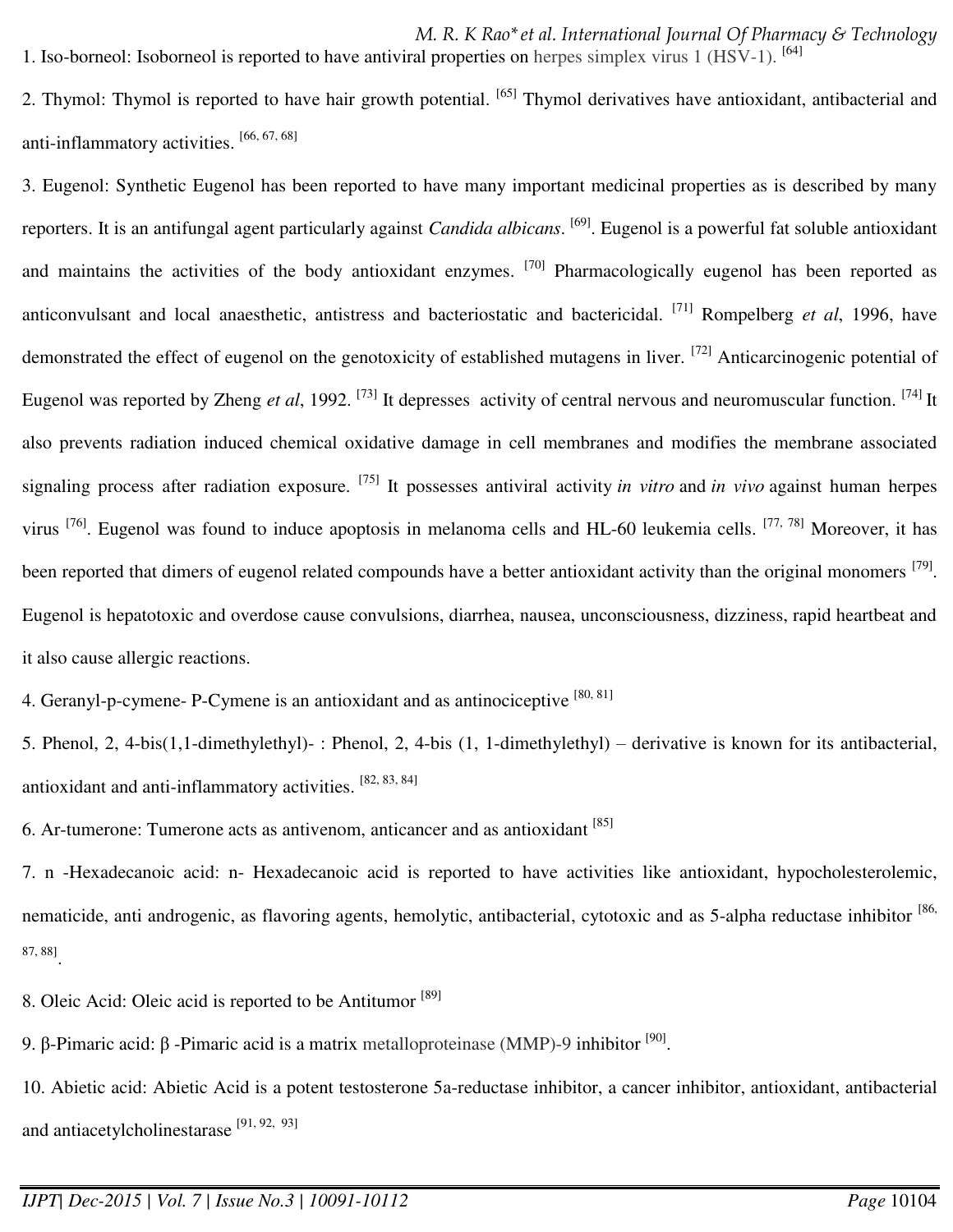1. Iso-borneol: Isoborneol is reported to have antiviral properties on herpes simplex virus 1 (HSV-1). [64]

2. Thymol: Thymol is reported to have hair growth potential. [65] Thymol derivatives have antioxidant, antibacterial and anti-inflammatory activities. [66, 67, 68]

3. Eugenol: Synthetic Eugenol has been reported to have many important medicinal properties as is described by many reporters. It is an antifungal agent particularly against *Candida albicans*. [69]. Eugenol is a powerful fat soluble antioxidant and maintains the activities of the body antioxidant enzymes. [70] Pharmacologically eugenol has been reported as anticonvulsant and local anaesthetic, antistress and bacteriostatic and bactericidal. [71] Rompelberg *et al*, 1996, have demonstrated the effect of eugenol on the genotoxicity of established mutagens in liver. [72] Anticarcinogenic potential of Eugenol was reported by Zheng *et al*, 1992. [73] It depresses activity of central nervous and neuromuscular function. [74] It also prevents radiation induced chemical oxidative damage in cell membranes and modifies the membrane associated signaling process after radiation exposure. [75] It possesses antiviral activity *in vitro* and *in vivo* against human herpes virus [76]. Eugenol was found to induce apoptosis in melanoma cells and HL-60 leukemia cells. [77, 78] Moreover, it has been reported that dimers of eugenol related compounds have a better antioxidant activity than the original monomers [79]. Eugenol is hepatotoxic and overdose cause convulsions, diarrhea, nausea, unconsciousness, dizziness, rapid heartbeat and it also cause allergic reactions.

4. Geranyl-p-cymene- P-Cymene is an antioxidant and as antinociceptive [80, 81]

5. Phenol, 2, 4-bis(1,1-dimethylethyl)- : Phenol, 2, 4-bis (1, 1-dimethylethyl) – derivative is known for its antibacterial, antioxidant and anti-inflammatory activities. [82, 83, 84]

6. Ar-tumerone: Tumerone acts as antivenom, anticancer and as antioxidant [85]

7. n -Hexadecanoic acid: n- Hexadecanoic acid is reported to have activities like antioxidant, hypocholesterolemic, nematicide, anti androgenic, as flavoring agents, hemolytic, antibacterial, cytotoxic and as 5-alpha reductase inhibitor [86, 87, 88].

8. Oleic Acid: Oleic acid is reported to be Antitumor [89]

9. β-Pimaric acid: β -Pimaric acid is a matrix metalloproteinase (MMP)-9 inhibitor [90].

10. Abietic acid: Abietic Acid is a potent testosterone 5a-reductase inhibitor, a cancer inhibitor, antioxidant, antibacterial and antiacetylcholinestarase [91, 92, 93]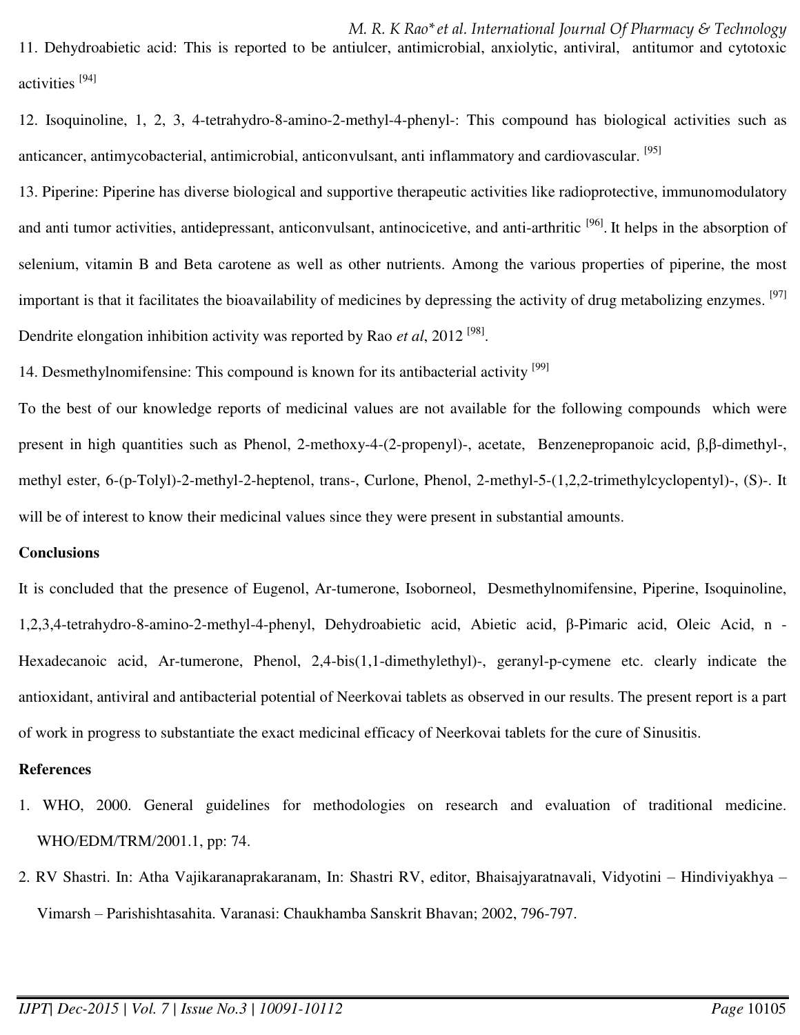11. Dehydroabietic acid: This is reported to be antiulcer, antimicrobial, anxiolytic, antiviral, antitumor and cytotoxic activities [94]

12. Isoquinoline, 1, 2, 3, 4-tetrahydro-8-amino-2-methyl-4-phenyl-: This compound has biological activities such as anticancer, antimycobacterial, antimicrobial, anticonvulsant, anti inflammatory and cardiovascular. [95]

13. Piperine: Piperine has diverse biological and supportive therapeutic activities like radioprotective, immunomodulatory and anti tumor activities, antidepressant, anticonvulsant, antinocicetive, and anti-arthritic [96]. It helps in the absorption of selenium, vitamin B and Beta carotene as well as other nutrients. Among the various properties of piperine, the most important is that it facilitates the bioavailability of medicines by depressing the activity of drug metabolizing enzymes. [97] Dendrite elongation inhibition activity was reported by Rao *et al*, 2012 [98].

14. Desmethylnomifensine: This compound is known for its antibacterial activity [99]

To the best of our knowledge reports of medicinal values are not available for the following compounds which were present in high quantities such as Phenol, 2-methoxy-4-(2-propenyl)-, acetate, Benzenepropanoic acid, β,β-dimethyl-, methyl ester, 6-(p-Tolyl)-2-methyl-2-heptenol, trans-, Curlone, Phenol, 2-methyl-5-(1,2,2-trimethylcyclopentyl)-, (S)-. It will be of interest to know their medicinal values since they were present in substantial amounts.

## Conclusions

It is concluded that the presence of Eugenol, Ar-tumerone, Isoborneol, Desmethylnomifensine, Piperine, Isoquinoline, 1,2,3,4-tetrahydro-8-amino-2-methyl-4-phenyl, Dehydroabietic acid, Abietic acid, β-Pimaric acid, Oleic Acid, n - Hexadecanoic acid, Ar-tumerone, Phenol, 2,4-bis(1,1-dimethylethyl)-, geranyl-p-cymene etc. clearly indicate the antioxidant, antiviral and antibacterial potential of Neerkovai tablets as observed in our results. The present report is a part of work in progress to substantiate the exact medicinal efficacy of Neerkovai tablets for the cure of Sinusitis.

## References

1. WHO, 2000. General guidelines for methodologies on research and evaluation of traditional medicine. WHO/EDM/TRM/2001.1, pp: 74.
2. RV Shastri. In: Atha Vajikaranaprakaranam, In: Shastri RV, editor, Bhaisajyaratnavali, Vidyotini – Hindiviyakhya – Vimarsh – Parishishtasahita. Varanasi: Chaukhamba Sanskrit Bhavan; 2002, 796-797.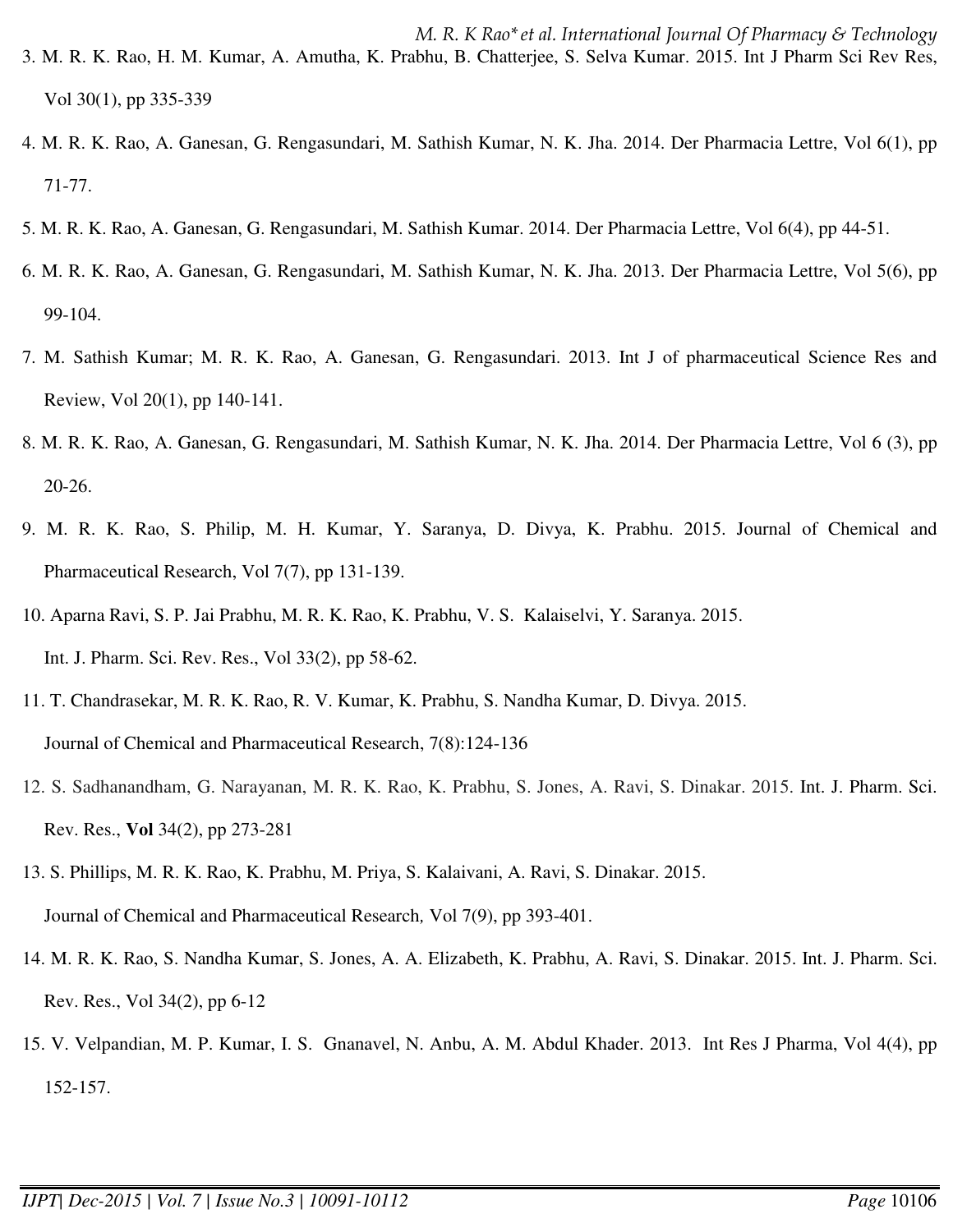3. M. R. K. Rao, H. M. Kumar, A. Amutha, K. Prabhu, B. Chatterjee, S. Selva Kumar. 2015. Int J Pharm Sci Rev Res, Vol 30(1), pp 335-339

4. M. R. K. Rao, A. Ganesan, G. Rengasundari, M. Sathish Kumar, N. K. Jha. 2014. Der Pharmacia Lettre, Vol 6(1), pp 71-77.

5. M. R. K. Rao, A. Ganesan, G. Rengasundari, M. Sathish Kumar. 2014. Der Pharmacia Lettre, Vol 6(4), pp 44-51.

6. M. R. K. Rao, A. Ganesan, G. Rengasundari, M. Sathish Kumar, N. K. Jha. 2013. Der Pharmacia Lettre, Vol 5(6), pp 99-104.

7. M. Sathish Kumar; M. R. K. Rao, A. Ganesan, G. Rengasundari. 2013. Int J of pharmaceutical Science Res and Review, Vol 20(1), pp 140-141.

8. M. R. K. Rao, A. Ganesan, G. Rengasundari, M. Sathish Kumar, N. K. Jha. 2014. Der Pharmacia Lettre, Vol 6 (3), pp 20-26.

9. M. R. K. Rao, S. Philip, M. H. Kumar, Y. Saranya, D. Divya, K. Prabhu. 2015. Journal of Chemical and Pharmaceutical Research, Vol 7(7), pp 131-139.

10. Aparna Ravi, S. P. Jai Prabhu, M. R. K. Rao, K. Prabhu, V. S. Kalaiselvi, Y. Saranya. 2015. Int. J. Pharm. Sci. Rev. Res., Vol 33(2), pp 58-62.

11. T. Chandrasekar, M. R. K. Rao, R. V. Kumar, K. Prabhu, S. Nandha Kumar, D. Divya. 2015. Journal of Chemical and Pharmaceutical Research, 7(8):124-136

12. S. Sadhanandham, G. Narayanan, M. R. K. Rao, K. Prabhu, S. Jones, A. Ravi, S. Dinakar. 2015. Int. J. Pharm. Sci. Rev. Res., **Vol** 34(2), pp 273-281

13. S. Phillips, M. R. K. Rao, K. Prabhu, M. Priya, S. Kalaivani, A. Ravi, S. Dinakar. 2015. Journal of Chemical and Pharmaceutical Research, Vol 7(9), pp 393-401.

14. M. R. K. Rao, S. Nandha Kumar, S. Jones, A. A. Elizabeth, K. Prabhu, A. Ravi, S. Dinakar. 2015. Int. J. Pharm. Sci. Rev. Res., Vol 34(2), pp 6-12

15. V. Velpandian, M. P. Kumar, I. S. Gnanavel, N. Anbu, A. M. Abdul Khader. 2013. Int Res J Pharma, Vol 4(4), pp 152-157.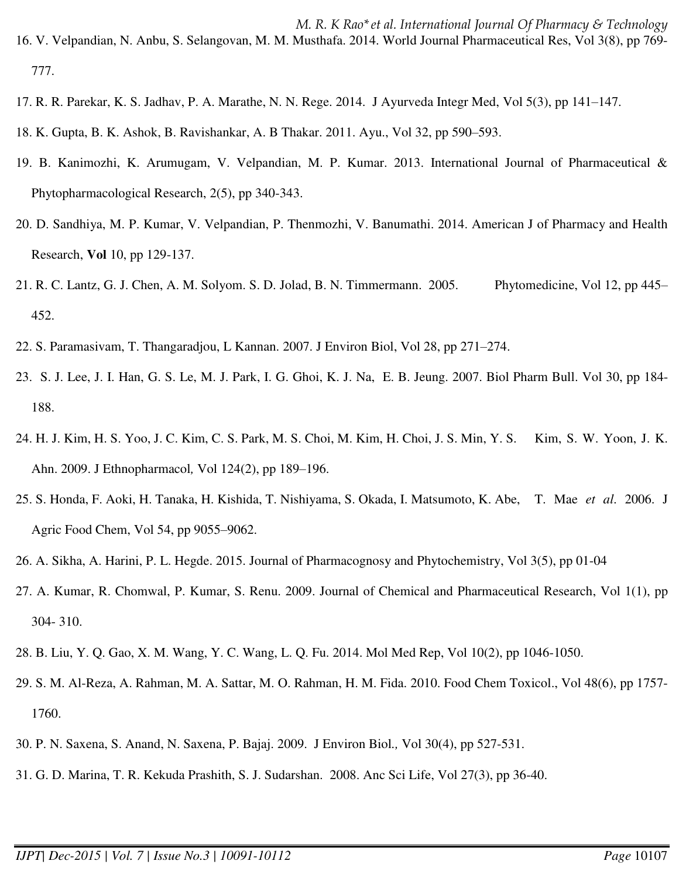16. V. Velpandian, N. Anbu, S. Selangovan, M. M. Musthafa. 2014. World Journal Pharmaceutical Res, Vol 3(8), pp 769-777.
17. R. R. Parekar, K. S. Jadhav, P. A. Marathe, N. N. Rege. 2014. J Ayurveda Integr Med, Vol 5(3), pp 141–147.
18. K. Gupta, B. K. Ashok, B. Ravishankar, A. B Thakar. 2011. Ayu., Vol 32, pp 590–593.
19. B. Kanimozhi, K. Arumugam, V. Velpandian, M. P. Kumar. 2013. International Journal of Pharmaceutical & Phytopharmacological Research, 2(5), pp 340-343.
20. D. Sandhiya, M. P. Kumar, V. Velpandian, P. Thenmozhi, V. Banumathi. 2014. American J of Pharmacy and Health Research, **Vol** 10, pp 129-137.
21. R. C. Lantz, G. J. Chen, A. M. Solyom. S. D. Jolad, B. N. Timmermann. 2005. Phytomedicine, Vol 12, pp 445–452.
22. S. Paramasivam, T. Thangaradjou, L Kannan. 2007. J Environ Biol, Vol 28, pp 271–274.
23. S. J. Lee, J. I. Han, G. S. Le, M. J. Park, I. G. Ghoi, K. J. Na, E. B. Jeung. 2007. Biol Pharm Bull. Vol 30, pp 184-188.
24. H. J. Kim, H. S. Yoo, J. C. Kim, C. S. Park, M. S. Choi, M. Kim, H. Choi, J. S. Min, Y. S. Kim, S. W. Yoon, J. K. Ahn. 2009. J Ethnopharmacol*,* Vol 124(2), pp 189–196.
25. S. Honda, F. Aoki, H. Tanaka, H. Kishida, T. Nishiyama, S. Okada, I. Matsumoto, K. Abe, T. Mae *et al.* 2006. J Agric Food Chem, Vol 54, pp 9055–9062.
26. A. Sikha, A. Harini, P. L. Hegde. 2015. Journal of Pharmacognosy and Phytochemistry, Vol 3(5), pp 01-04
27. A. Kumar, R. Chomwal, P. Kumar, S. Renu. 2009. Journal of Chemical and Pharmaceutical Research, Vol 1(1), pp 304- 310.
28. B. Liu, Y. Q. Gao, X. M. Wang, Y. C. Wang, L. Q. Fu. 2014. Mol Med Rep, Vol 10(2), pp 1046-1050.
29. S. M. Al-Reza, A. Rahman, M. A. Sattar, M. O. Rahman, H. M. Fida. 2010. Food Chem Toxicol., Vol 48(6), pp 1757-1760.
30. P. N. Saxena, S. Anand, N. Saxena, P. Bajaj. 2009. J Environ Biol.*,* Vol 30(4), pp 527-531.
31. G. D. Marina, T. R. Kekuda Prashith, S. J. Sudarshan. 2008. Anc Sci Life, Vol 27(3), pp 36-40.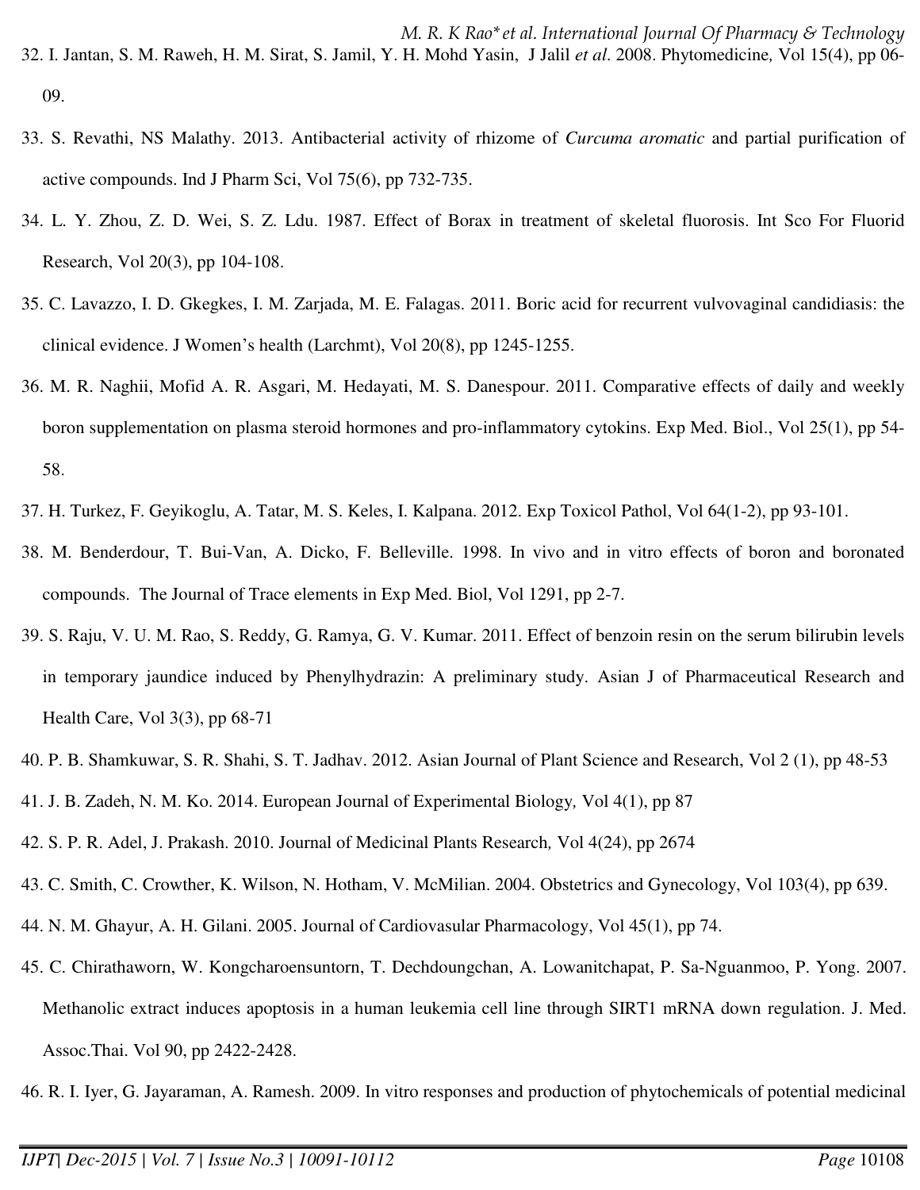32. I. Jantan, S. M. Raweh, H. M. Sirat, S. Jamil, Y. H. Mohd Yasin, J Jalil *et al*. 2008. Phytomedicine, Vol 15(4), pp 06-09.
33. S. Revathi, NS Malathy. 2013. Antibacterial activity of rhizome of *Curcuma aromatic* and partial purification of active compounds. Ind J Pharm Sci, Vol 75(6), pp 732-735.
34. L. Y. Zhou, Z. D. Wei, S. Z. Ldu. 1987. Effect of Borax in treatment of skeletal fluorosis. Int Sco For Fluorid Research, Vol 20(3), pp 104-108.
35. C. Lavazzo, I. D. Gkegkes, I. M. Zarjada, M. E. Falagas. 2011. Boric acid for recurrent vulvovaginal candidiasis: the clinical evidence. J Women's health (Larchmt), Vol 20(8), pp 1245-1255.
36. M. R. Naghii, Mofid A. R. Asgari, M. Hedayati, M. S. Danespour. 2011. Comparative effects of daily and weekly boron supplementation on plasma steroid hormones and pro-inflammatory cytokins. Exp Med. Biol., Vol 25(1), pp 54-58.
37. H. Turkez, F. Geyikoglu, A. Tatar, M. S. Keles, I. Kalpana. 2012. Exp Toxicol Pathol, Vol 64(1-2), pp 93-101.
38. M. Benderdour, T. Bui-Van, A. Dicko, F. Belleville. 1998. In vivo and in vitro effects of boron and boronated compounds. The Journal of Trace elements in Exp Med. Biol, Vol 1291, pp 2-7.
39. S. Raju, V. U. M. Rao, S. Reddy, G. Ramya, G. V. Kumar. 2011. Effect of benzoin resin on the serum bilirubin levels in temporary jaundice induced by Phenylhydrazin: A preliminary study. Asian J of Pharmaceutical Research and Health Care, Vol 3(3), pp 68-71
40. P. B. Shamkuwar, S. R. Shahi, S. T. Jadhav. 2012. Asian Journal of Plant Science and Research, Vol 2 (1), pp 48-53
41. J. B. Zadeh, N. M. Ko. 2014. European Journal of Experimental Biology, Vol 4(1), pp 87
42. S. P. R. Adel, J. Prakash. 2010. Journal of Medicinal Plants Research, Vol 4(24), pp 2674
43. C. Smith, C. Crowther, K. Wilson, N. Hotham, V. McMilian. 2004. Obstetrics and Gynecology, Vol 103(4), pp 639.
44. N. M. Ghayur, A. H. Gilani. 2005. Journal of Cardiovasular Pharmacology, Vol 45(1), pp 74.
45. C. Chirathaworn, W. Kongcharoensuntorn, T. Dechdoungchan, A. Lowanitchapat, P. Sa-Nguanmoo, P. Yong. 2007. Methanolic extract induces apoptosis in a human leukemia cell line through SIRT1 mRNA down regulation. J. Med. Assoc.Thai. Vol 90, pp 2422-2428.
46. R. I. Iyer, G. Jayaraman, A. Ramesh. 2009. In vitro responses and production of phytochemicals of potential medicinal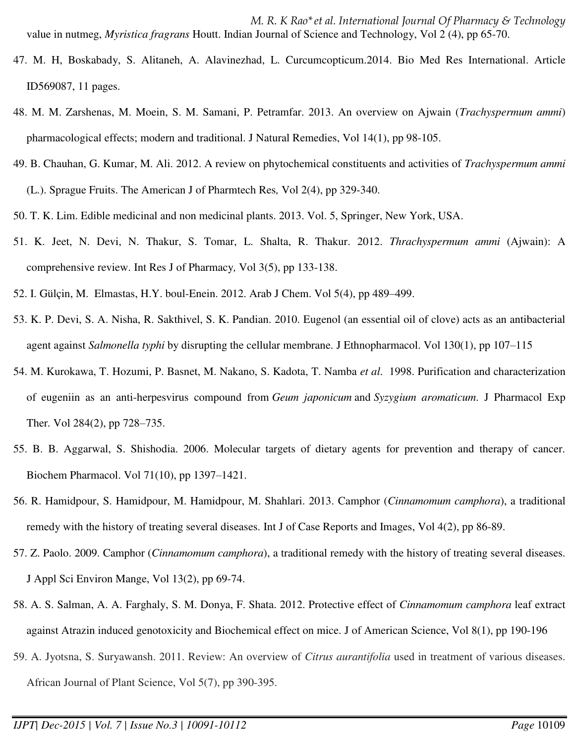value in nutmeg, *Myristica fragrans* Houtt. Indian Journal of Science and Technology, Vol 2 (4), pp 65-70.

47. M. H, Boskabady, S. Alitaneh, A. Alavinezhad, L. Curcumcopticum.2014. Bio Med Res International. Article ID569087, 11 pages.

48. M. M. Zarshenas, M. Moein, S. M. Samani, P. Petramfar. 2013. An overview on Ajwain (*Trachyspermum ammi*) pharmacological effects; modern and traditional. J Natural Remedies, Vol 14(1), pp 98-105.

49. B. Chauhan, G. Kumar, M. Ali. 2012. A review on phytochemical constituents and activities of *Trachyspermum ammi* (L.). Sprague Fruits. The American J of Pharmtech Res, Vol 2(4), pp 329-340.

50. T. K. Lim. Edible medicinal and non medicinal plants. 2013. Vol. 5, Springer, New York, USA.

51. K. Jeet, N. Devi, N. Thakur, S. Tomar, L. Shalta, R. Thakur. 2012. *Thrachyspermum ammi* (Ajwain): A comprehensive review. Int Res J of Pharmacy, Vol 3(5), pp 133-138.

52. I. Gülçin, M. Elmastas, H.Y. boul-Enein. 2012. Arab J Chem. Vol 5(4), pp 489–499.

53. K. P. Devi, S. A. Nisha, R. Sakthivel, S. K. Pandian. 2010. Eugenol (an essential oil of clove) acts as an antibacterial agent against *Salmonella typhi* by disrupting the cellular membrane. J Ethnopharmacol. Vol 130(1), pp 107–115

54. M. Kurokawa, T. Hozumi, P. Basnet, M. Nakano, S. Kadota, T. Namba *et al*. 1998. Purification and characterization of eugeniin as an anti-herpesvirus compound from *Geum japonicum* and *Syzygium aromaticum*. J Pharmacol Exp Ther. Vol 284(2), pp 728–735.

55. B. B. Aggarwal, S. Shishodia. 2006. Molecular targets of dietary agents for prevention and therapy of cancer. Biochem Pharmacol. Vol 71(10), pp 1397–1421.

56. R. Hamidpour, S. Hamidpour, M. Hamidpour, M. Shahlari. 2013. Camphor (*Cinnamomum camphora*), a traditional remedy with the history of treating several diseases. Int J of Case Reports and Images, Vol 4(2), pp 86-89.

57. Z. Paolo. 2009. Camphor (*Cinnamomum camphora*), a traditional remedy with the history of treating several diseases. J Appl Sci Environ Mange, Vol 13(2), pp 69-74.

58. A. S. Salman, A. A. Farghaly, S. M. Donya, F. Shata. 2012. Protective effect of *Cinnamomum camphora* leaf extract against Atrazin induced genotoxicity and Biochemical effect on mice. J of American Science, Vol 8(1), pp 190-196

59. A. Jyotsna, S. Suryawansh. 2011. Review: An overview of *Citrus aurantifolia* used in treatment of various diseases. African Journal of Plant Science, Vol 5(7), pp 390-395.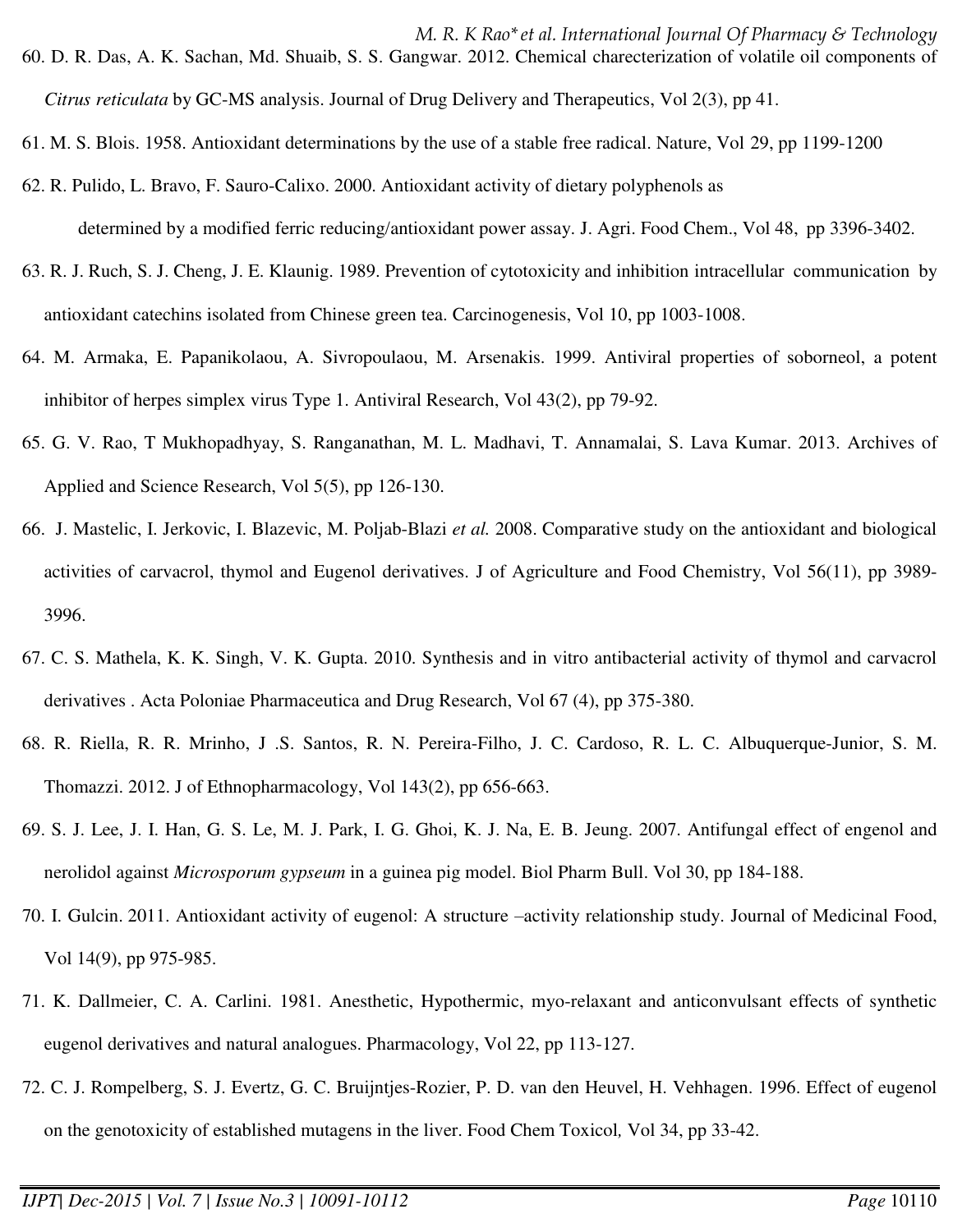60. D. R. Das, A. K. Sachan, Md. Shuaib, S. S. Gangwar. 2012. Chemical charecterization of volatile oil components of *Citrus reticulata* by GC-MS analysis. Journal of Drug Delivery and Therapeutics, Vol 2(3), pp 41.

61. M. S. Blois. 1958. Antioxidant determinations by the use of a stable free radical. Nature, Vol 29, pp 1199-1200

62. R. Pulido, L. Bravo, F. Sauro-Calixo. 2000. Antioxidant activity of dietary polyphenols as determined by a modified ferric reducing/antioxidant power assay. J. Agri. Food Chem., Vol 48, pp 3396-3402.

63. R. J. Ruch, S. J. Cheng, J. E. Klaunig. 1989. Prevention of cytotoxicity and inhibition intracellular communication by antioxidant catechins isolated from Chinese green tea. Carcinogenesis, Vol 10, pp 1003-1008.

64. M. Armaka, E. Papanikolaou, A. Sivropoulaou, M. Arsenakis. 1999. Antiviral properties of soborneol, a potent inhibitor of herpes simplex virus Type 1. Antiviral Research, Vol 43(2), pp 79-92.

65. G. V. Rao, T Mukhopadhyay, S. Ranganathan, M. L. Madhavi, T. Annamalai, S. Lava Kumar. 2013. Archives of Applied and Science Research, Vol 5(5), pp 126-130.

66. J. Mastelic, I. Jerkovic, I. Blazevic, M. Poljab-Blazi *et al.* 2008. Comparative study on the antioxidant and biological activities of carvacrol, thymol and Eugenol derivatives. J of Agriculture and Food Chemistry, Vol 56(11), pp 3989-3996.

67. C. S. Mathela, K. K. Singh, V. K. Gupta. 2010. Synthesis and in vitro antibacterial activity of thymol and carvacrol derivatives . Acta Poloniae Pharmaceutica and Drug Research, Vol 67 (4), pp 375-380.

68. R. Riella, R. R. Mrinho, J .S. Santos, R. N. Pereira-Filho, J. C. Cardoso, R. L. C. Albuquerque-Junior, S. M. Thomazzi. 2012. J of Ethnopharmacology, Vol 143(2), pp 656-663.

69. S. J. Lee, J. I. Han, G. S. Le, M. J. Park, I. G. Ghoi, K. J. Na, E. B. Jeung. 2007. Antifungal effect of engenol and nerolidol against *Microsporum gypseum* in a guinea pig model. Biol Pharm Bull. Vol 30, pp 184-188.

70. I. Gulcin. 2011. Antioxidant activity of eugenol: A structure –activity relationship study. Journal of Medicinal Food, Vol 14(9), pp 975-985.

71. K. Dallmeier, C. A. Carlini. 1981. Anesthetic, Hypothermic, myo-relaxant and anticonvulsant effects of synthetic eugenol derivatives and natural analogues. Pharmacology, Vol 22, pp 113-127.

72. C. J. Rompelberg, S. J. Evertz, G. C. Bruijntjes-Rozier, P. D. van den Heuvel, H. Vehhagen. 1996. Effect of eugenol on the genotoxicity of established mutagens in the liver. Food Chem Toxicol, Vol 34, pp 33-42.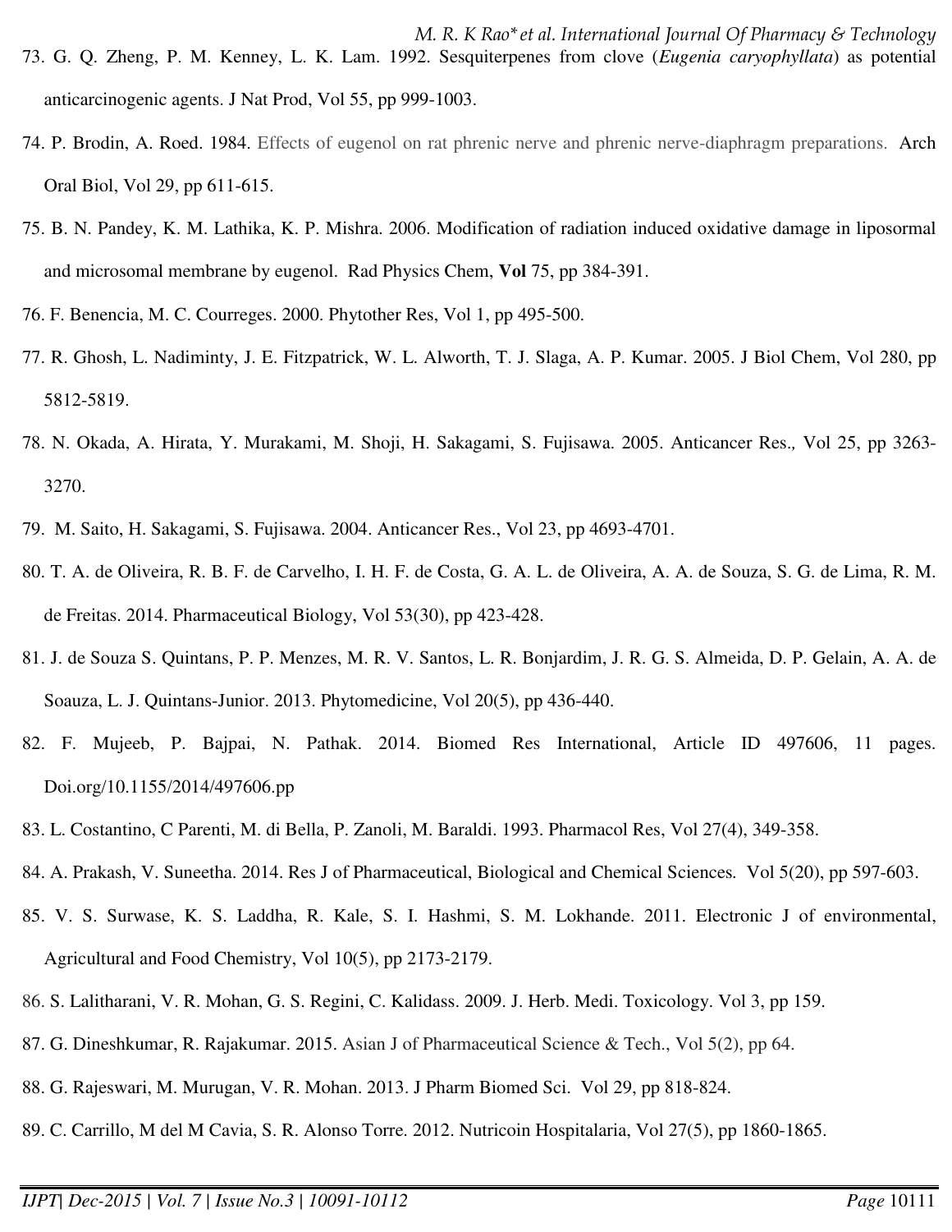73. G. Q. Zheng, P. M. Kenney, L. K. Lam. 1992. Sesquiterpenes from clove (*Eugenia caryophyllata*) as potential anticarcinogenic agents. J Nat Prod, Vol 55, pp 999-1003.

74. P. Brodin, A. Roed. 1984. Effects of eugenol on rat phrenic nerve and phrenic nerve-diaphragm preparations. Arch Oral Biol, Vol 29, pp 611-615.

75. B. N. Pandey, K. M. Lathika, K. P. Mishra. 2006. Modification of radiation induced oxidative damage in liposormal and microsomal membrane by eugenol. Rad Physics Chem, **Vol** 75, pp 384-391.

76. F. Benencia, M. C. Courreges. 2000. Phytother Res, Vol 1, pp 495-500.

77. R. Ghosh, L. Nadiminty, J. E. Fitzpatrick, W. L. Alworth, T. J. Slaga, A. P. Kumar. 2005. J Biol Chem, Vol 280, pp 5812-5819.

78. N. Okada, A. Hirata, Y. Murakami, M. Shoji, H. Sakagami, S. Fujisawa. 2005. Anticancer Res., Vol 25, pp 3263-3270.

79. M. Saito, H. Sakagami, S. Fujisawa. 2004. Anticancer Res., Vol 23, pp 4693-4701.

80. T. A. de Oliveira, R. B. F. de Carvelho, I. H. F. de Costa, G. A. L. de Oliveira, A. A. de Souza, S. G. de Lima, R. M. de Freitas. 2014. Pharmaceutical Biology, Vol 53(30), pp 423-428.

81. J. de Souza S. Quintans, P. P. Menzes, M. R. V. Santos, L. R. Bonjardim, J. R. G. S. Almeida, D. P. Gelain, A. A. de Soauza, L. J. Quintans-Junior. 2013. Phytomedicine, Vol 20(5), pp 436-440.

82. F. Mujeeb, P. Bajpai, N. Pathak. 2014. Biomed Res International, Article ID 497606, 11 pages. Doi.org/10.1155/2014/497606.pp

83. L. Costantino, C Parenti, M. di Bella, P. Zanoli, M. Baraldi. 1993. Pharmacol Res, Vol 27(4), 349-358.

84. A. Prakash, V. Suneetha. 2014. Res J of Pharmaceutical, Biological and Chemical Sciences. Vol 5(20), pp 597-603.

85. V. S. Surwase, K. S. Laddha, R. Kale, S. I. Hashmi, S. M. Lokhande. 2011. Electronic J of environmental, Agricultural and Food Chemistry, Vol 10(5), pp 2173-2179.

86. S. Lalitharani, V. R. Mohan, G. S. Regini, C. Kalidass. 2009. J. Herb. Medi. Toxicology. Vol 3, pp 159.

87. G. Dineshkumar, R. Rajakumar. 2015. Asian J of Pharmaceutical Science & Tech., Vol 5(2), pp 64.

88. G. Rajeswari, M. Murugan, V. R. Mohan. 2013. J Pharm Biomed Sci. Vol 29, pp 818-824.

89. C. Carrillo, M del M Cavia, S. R. Alonso Torre. 2012. Nutricoin Hospitalaria, Vol 27(5), pp 1860-1865.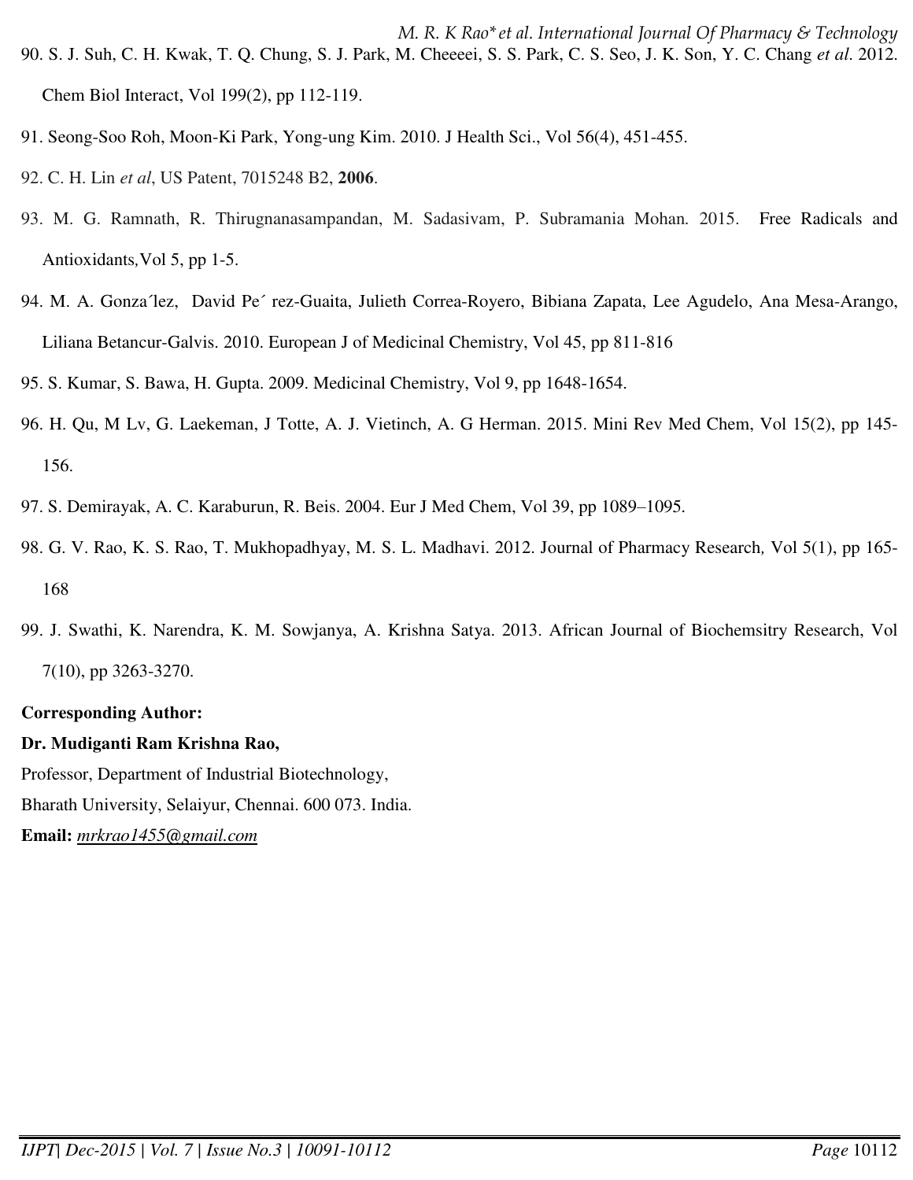90. S. J. Suh, C. H. Kwak, T. Q. Chung, S. J. Park, M. Cheeeei, S. S. Park, C. S. Seo, J. K. Son, Y. C. Chang *et al*. 2012. Chem Biol Interact, Vol 199(2), pp 112-119.

91. Seong-Soo Roh, Moon-Ki Park, Yong-ung Kim. 2010. J Health Sci., Vol 56(4), 451-455.

92. C. H. Lin *et al*, US Patent, 7015248 B2, **2006**.

93. M. G. Ramnath, R. Thirugnanasampandan, M. Sadasivam, P. Subramania Mohan. 2015. Free Radicals and Antioxidants, Vol 5, pp 1-5.

94. M. A. Gonza´lez, David Pe´ rez-Guaita, Julieth Correa-Royero, Bibiana Zapata, Lee Agudelo, Ana Mesa-Arango, Liliana Betancur-Galvis. 2010. European J of Medicinal Chemistry, Vol 45, pp 811-816

95. S. Kumar, S. Bawa, H. Gupta. 2009. Medicinal Chemistry, Vol 9, pp 1648-1654.

96. H. Qu, M Lv, G. Laekeman, J Totte, A. J. Vietinch, A. G Herman. 2015. Mini Rev Med Chem, Vol 15(2), pp 145-156.

97. S. Demirayak, A. C. Karaburun, R. Beis. 2004. Eur J Med Chem, Vol 39, pp 1089–1095.

98. G. V. Rao, K. S. Rao, T. Mukhopadhyay, M. S. L. Madhavi. 2012. Journal of Pharmacy Research, Vol 5(1), pp 165-168

99. J. Swathi, K. Narendra, K. M. Sowjanya, A. Krishna Satya. 2013. African Journal of Biochemsitry Research, Vol 7(10), pp 3263-3270.

**Corresponding Author:**

**Dr. Mudiganti Ram Krishna Rao,**

Professor, Department of Industrial Biotechnology,

Bharath University, Selaiyur, Chennai. 600 073. India.

**Email:** mrkrao1455@gmail.com